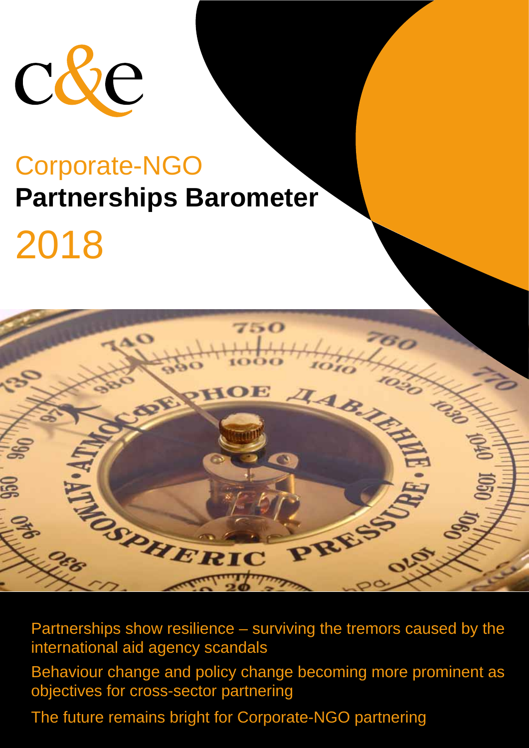c&e

# Corporate-NGO **Partnerships Barometer** 2018

Partnerships show resilience – surviving the tremors caused by the international aid agency scandals

Behaviour change and policy change becoming more prominent as objectives for cross-sector partnering

The future remains bright for Corporate-NGO partnering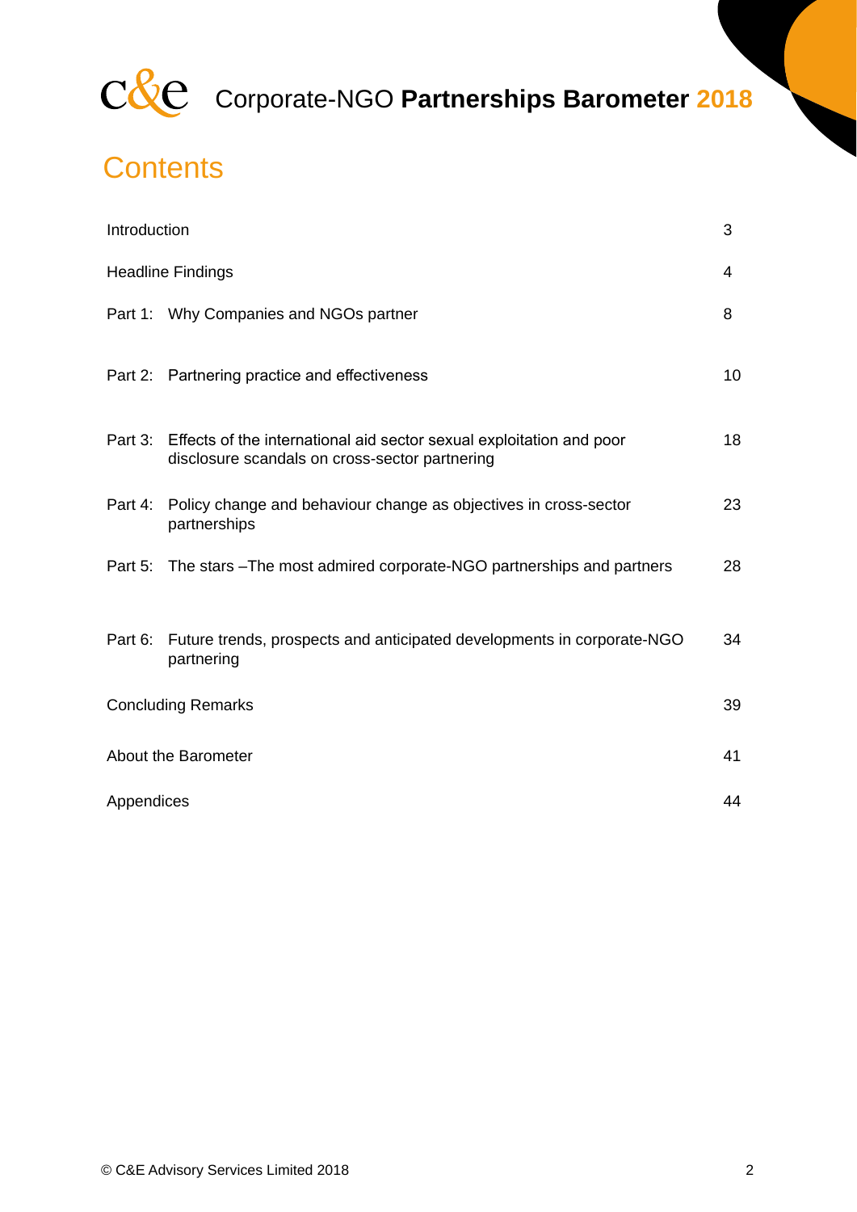# Contents

| | | |
|---|---|---|
| Introduction | | 3 |
| Headline Findings | | 4 |
| Part 1: | Why Companies and NGOs partner | 8 |
| Part 2: | Partnering practice and effectiveness | 10 |
| Part 3: | Effects of the international aid sector sexual exploitation and poor disclosure scandals on cross-sector partnering | 18 |
| Part 4: | Policy change and behaviour change as objectives in cross-sector partnerships | 23 |
| Part 5: | The stars –The most admired corporate-NGO partnerships and partners | 28 |
| Part 6: | Future trends, prospects and anticipated developments in corporate-NGO partnering | 34 |
| Concluding Remarks | | 39 |
| About the Barometer | | 41 |
| Appendices | | 44 |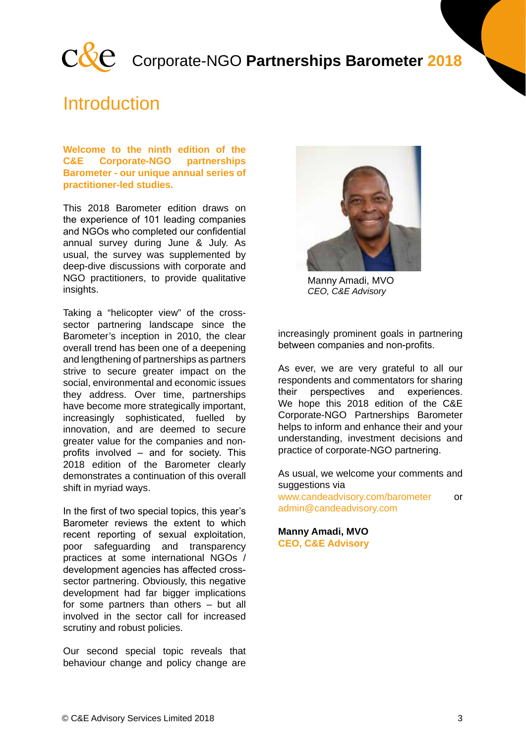# Introduction

**Welcome to the ninth edition of the C&E Corporate-NGO partnerships Barometer - our unique annual series of practitioner-led studies.**

This 2018 Barometer edition draws on the experience of 101 leading companies and NGOs who completed our confidential annual survey during June & July. As usual, the survey was supplemented by deep-dive discussions with corporate and NGO practitioners, to provide qualitative insights.

Taking a "helicopter view" of the cross-sector partnering landscape since the Barometer's inception in 2010, the clear overall trend has been one of a deepening and lengthening of partnerships as partners strive to secure greater impact on the social, environmental and economic issues they address. Over time, partnerships have become more strategically important, increasingly sophisticated, fuelled by innovation, and are deemed to secure greater value for the companies and non-profits involved – and for society. This 2018 edition of the Barometer clearly demonstrates a continuation of this overall shift in myriad ways.

In the first of two special topics, this year's Barometer reviews the extent to which recent reporting of sexual exploitation, poor safeguarding and transparency practices at some international NGOs / development agencies has affected cross-sector partnering. Obviously, this negative development had far bigger implications for some partners than others – but all involved in the sector call for increased scrutiny and robust policies.

Our second special topic reveals that behaviour change and policy change are increasingly prominent goals in partnering between companies and non-profits.

Manny Amadi, MVO
*CEO, C&E Advisory*

As ever, we are very grateful to all our respondents and commentators for sharing their perspectives and experiences. We hope this 2018 edition of the C&E Corporate-NGO Partnerships Barometer helps to inform and enhance their and your understanding, investment decisions and practice of corporate-NGO partnering.

As usual, we welcome your comments and suggestions via www.candeadvisory.com/barometer or admin@candeadvisory.com

**Manny Amadi, MVO**
**CEO, C&E Advisory**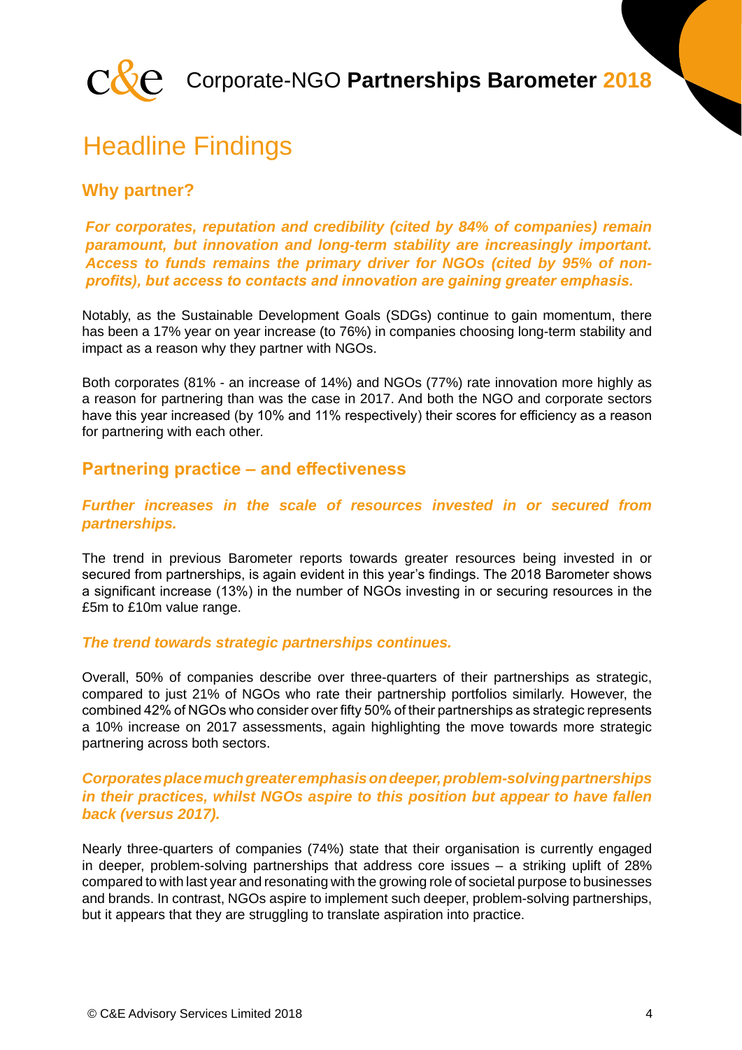# Headline Findings

## Why partner?

***For corporates, reputation and credibility (cited by 84% of companies) remain paramount, but innovation and long-term stability are increasingly important. Access to funds remains the primary driver for NGOs (cited by 95% of non-profits), but access to contacts and innovation are gaining greater emphasis.***

Notably, as the Sustainable Development Goals (SDGs) continue to gain momentum, there has been a 17% year on year increase (to 76%) in companies choosing long-term stability and impact as a reason why they partner with NGOs.

Both corporates (81% - an increase of 14%) and NGOs (77%) rate innovation more highly as a reason for partnering than was the case in 2017. And both the NGO and corporate sectors have this year increased (by 10% and 11% respectively) their scores for efficiency as a reason for partnering with each other.

## Partnering practice – and effectiveness

***Further increases in the scale of resources invested in or secured from partnerships.***

The trend in previous Barometer reports towards greater resources being invested in or secured from partnerships, is again evident in this year's findings. The 2018 Barometer shows a significant increase (13%) in the number of NGOs investing in or securing resources in the £5m to £10m value range.

***The trend towards strategic partnerships continues.***

Overall, 50% of companies describe over three-quarters of their partnerships as strategic, compared to just 21% of NGOs who rate their partnership portfolios similarly. However, the combined 42% of NGOs who consider over fifty 50% of their partnerships as strategic represents a 10% increase on 2017 assessments, again highlighting the move towards more strategic partnering across both sectors.

***Corporates place much greater emphasis on deeper, problem-solving partnerships in their practices, whilst NGOs aspire to this position but appear to have fallen back (versus 2017).***

Nearly three-quarters of companies (74%) state that their organisation is currently engaged in deeper, problem-solving partnerships that address core issues – a striking uplift of 28% compared to with last year and resonating with the growing role of societal purpose to businesses and brands. In contrast, NGOs aspire to implement such deeper, problem-solving partnerships, but it appears that they are struggling to translate aspiration into practice.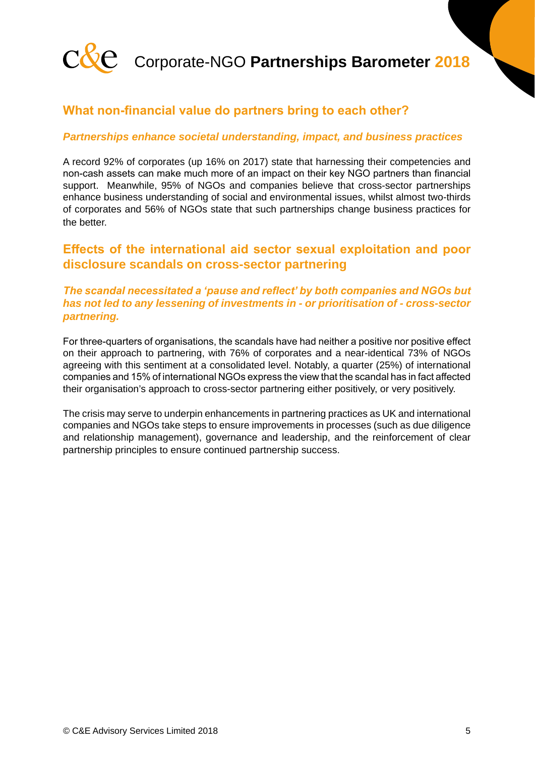## What non-financial value do partners bring to each other?

***Partnerships enhance societal understanding, impact, and business practices***

A record 92% of corporates (up 16% on 2017) state that harnessing their competencies and non-cash assets can make much more of an impact on their key NGO partners than financial support. Meanwhile, 95% of NGOs and companies believe that cross-sector partnerships enhance business understanding of social and environmental issues, whilst almost two-thirds of corporates and 56% of NGOs state that such partnerships change business practices for the better.

## Effects of the international aid sector sexual exploitation and poor disclosure scandals on cross-sector partnering

***The scandal necessitated a 'pause and reflect' by both companies and NGOs but has not led to any lessening of investments in - or prioritisation of - cross-sector partnering.***

For three-quarters of organisations, the scandals have had neither a positive nor positive effect on their approach to partnering, with 76% of corporates and a near-identical 73% of NGOs agreeing with this sentiment at a consolidated level. Notably, a quarter (25%) of international companies and 15% of international NGOs express the view that the scandal has in fact affected their organisation's approach to cross-sector partnering either positively, or very positively.

The crisis may serve to underpin enhancements in partnering practices as UK and international companies and NGOs take steps to ensure improvements in processes (such as due diligence and relationship management), governance and leadership, and the reinforcement of clear partnership principles to ensure continued partnership success.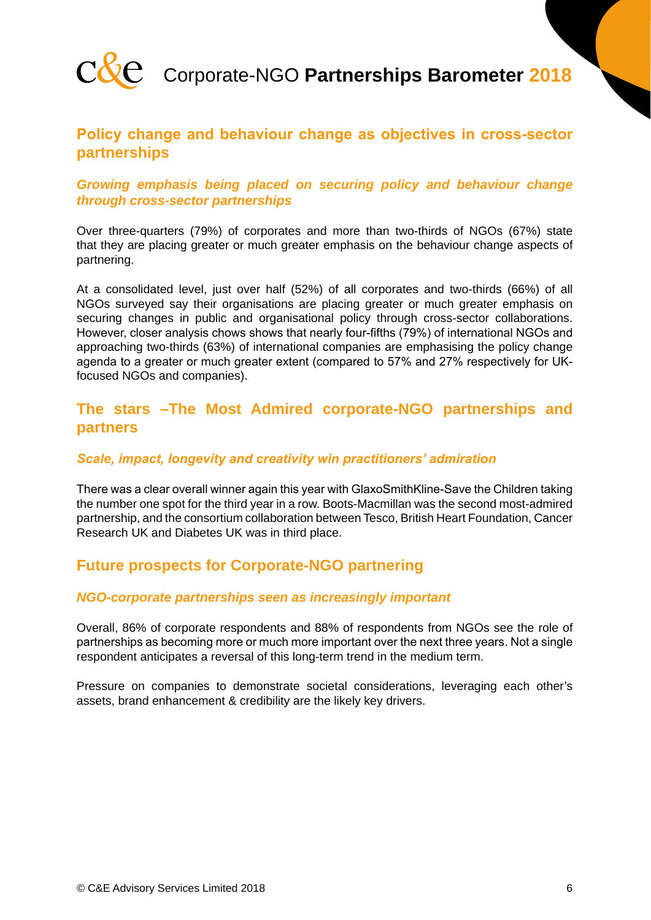## Policy change and behaviour change as objectives in cross-sector partnerships

### *Growing emphasis being placed on securing policy and behaviour change through cross-sector partnerships*

Over three-quarters (79%) of corporates and more than two-thirds of NGOs (67%) state that they are placing greater or much greater emphasis on the behaviour change aspects of partnering.

At a consolidated level, just over half (52%) of all corporates and two-thirds (66%) of all NGOs surveyed say their organisations are placing greater or much greater emphasis on securing changes in public and organisational policy through cross-sector collaborations. However, closer analysis chows shows that nearly four-fifths (79%) of international NGOs and approaching two-thirds (63%) of international companies are emphasising the policy change agenda to a greater or much greater extent (compared to 57% and 27% respectively for UK-focused NGOs and companies).

## The stars –The Most Admired corporate-NGO partnerships and partners

### *Scale, impact, longevity and creativity win practitioners' admiration*

There was a clear overall winner again this year with GlaxoSmithKline-Save the Children taking the number one spot for the third year in a row. Boots-Macmillan was the second most-admired partnership, and the consortium collaboration between Tesco, British Heart Foundation, Cancer Research UK and Diabetes UK was in third place.

## Future prospects for Corporate-NGO partnering

### *NGO-corporate partnerships seen as increasingly important*

Overall, 86% of corporate respondents and 88% of respondents from NGOs see the role of partnerships as becoming more or much more important over the next three years. Not a single respondent anticipates a reversal of this long-term trend in the medium term.

Pressure on companies to demonstrate societal considerations, leveraging each other's assets, brand enhancement & credibility are the likely key drivers.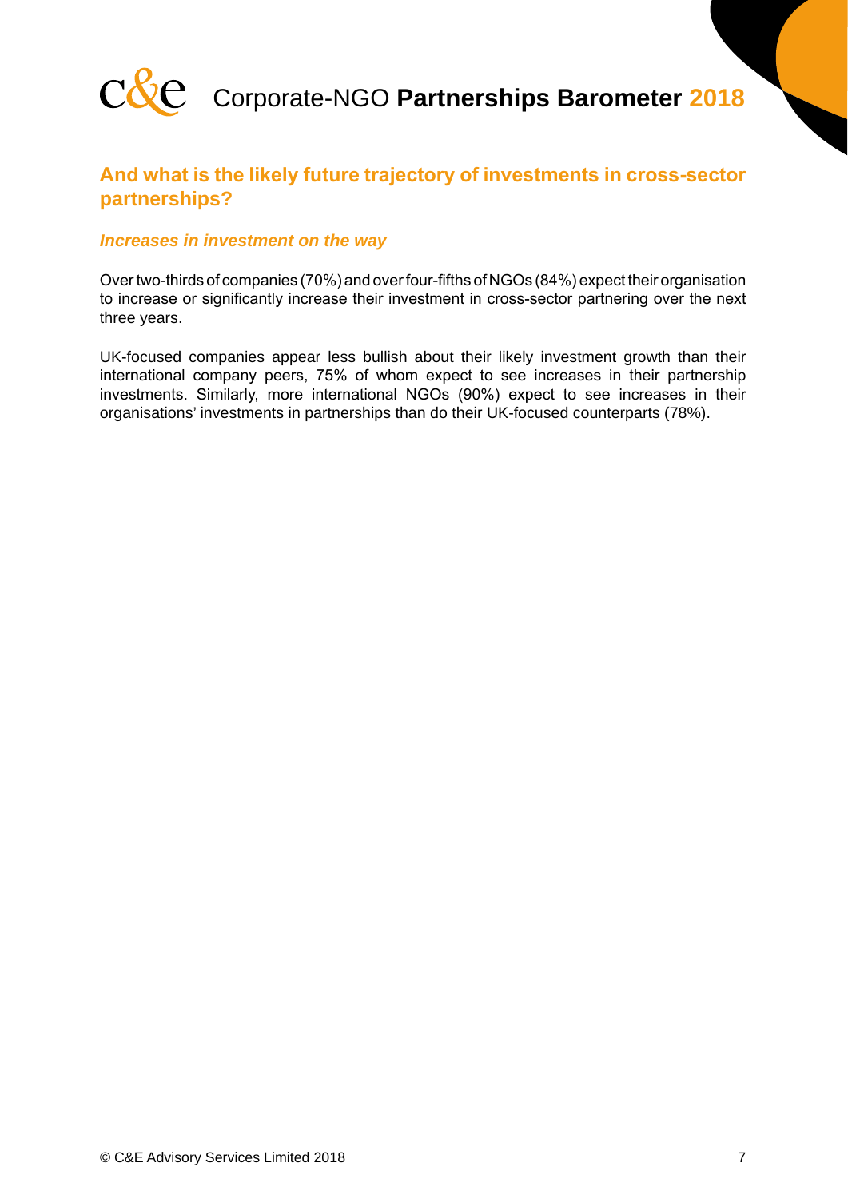## And what is the likely future trajectory of investments in cross-sector partnerships?

### *Increases in investment on the way*

Over two-thirds of companies (70%) and over four-fifths of NGOs (84%) expect their organisation to increase or significantly increase their investment in cross-sector partnering over the next three years.

UK-focused companies appear less bullish about their likely investment growth than their international company peers, 75% of whom expect to see increases in their partnership investments. Similarly, more international NGOs (90%) expect to see increases in their organisations' investments in partnerships than do their UK-focused counterparts (78%).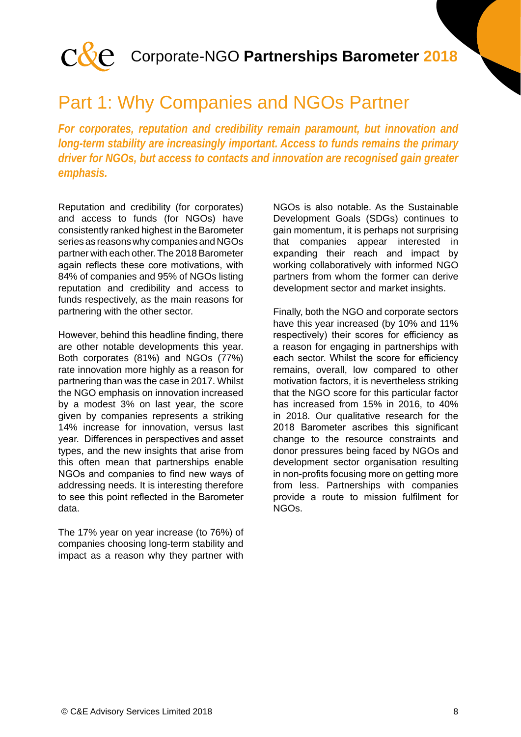# Part 1: Why Companies and NGOs Partner

***For corporates, reputation and credibility remain paramount, but innovation and long-term stability are increasingly important. Access to funds remains the primary driver for NGOs, but access to contacts and innovation are recognised gain greater emphasis.***

Reputation and credibility (for corporates) and access to funds (for NGOs) have consistently ranked highest in the Barometer series as reasons why companies and NGOs partner with each other. The 2018 Barometer again reflects these core motivations, with 84% of companies and 95% of NGOs listing reputation and credibility and access to funds respectively, as the main reasons for partnering with the other sector.

However, behind this headline finding, there are other notable developments this year. Both corporates (81%) and NGOs (77%) rate innovation more highly as a reason for partnering than was the case in 2017. Whilst the NGO emphasis on innovation increased by a modest 3% on last year, the score given by companies represents a striking 14% increase for innovation, versus last year. Differences in perspectives and asset types, and the new insights that arise from this often mean that partnerships enable NGOs and companies to find new ways of addressing needs. It is interesting therefore to see this point reflected in the Barometer data.

The 17% year on year increase (to 76%) of companies choosing long-term stability and impact as a reason why they partner with NGOs is also notable. As the Sustainable Development Goals (SDGs) continues to gain momentum, it is perhaps not surprising that companies appear interested in expanding their reach and impact by working collaboratively with informed NGO partners from whom the former can derive development sector and market insights.

Finally, both the NGO and corporate sectors have this year increased (by 10% and 11% respectively) their scores for efficiency as a reason for engaging in partnerships with each sector. Whilst the score for efficiency remains, overall, low compared to other motivation factors, it is nevertheless striking that the NGO score for this particular factor has increased from 15% in 2016, to 40% in 2018. Our qualitative research for the 2018 Barometer ascribes this significant change to the resource constraints and donor pressures being faced by NGOs and development sector organisation resulting in non-profits focusing more on getting more from less. Partnerships with companies provide a route to mission fulfilment for NGOs.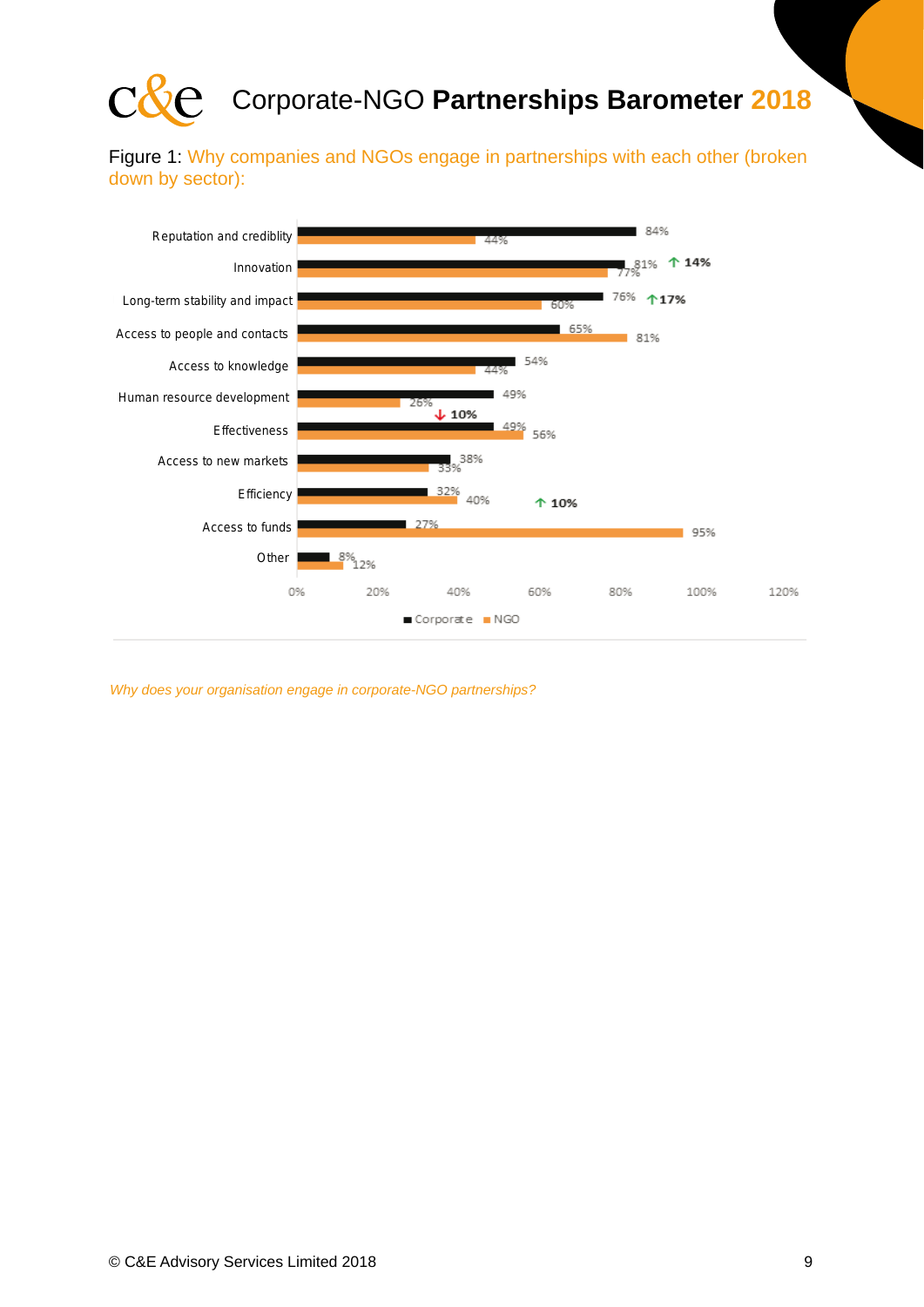# Corporate-NGO **Partnerships Barometer** 2018

Figure 1: Why companies and NGOs engage in partnerships with each other (broken down by sector):

| | Corporate | NGO | Change |
|---|---|---|---|
| Reputation and crediblity | 84% | 44% | |
| Innovation | 81% | 77% | ↑ 14% |
| Long-term stability and impact | 76% | 60% | ↑ 17% |
| Access to people and contacts | 65% | 81% | |
| Access to knowledge | 54% | 44% | |
| Human resource development | 49% | 26% | ↓ 10% |
| Effectiveness | 49% | 56% | |
| Access to new markets | 38% | 33% | |
| Efficiency | 32% | 40% | ↑ 10% |
| Access to funds | 27% | 95% | |
| Other | 8% | 12% | |

*Why does your organisation engage in corporate-NGO partnerships?*

© C&E Advisory Services Limited 2018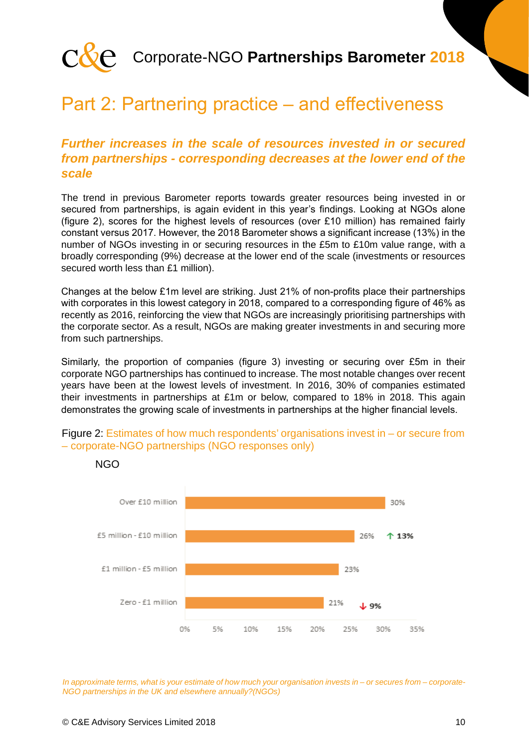# Part 2: Partnering practice – and effectiveness

## *Further increases in the scale of resources invested in or secured from partnerships - corresponding decreases at the lower end of the scale*

The trend in previous Barometer reports towards greater resources being invested in or secured from partnerships, is again evident in this year's findings. Looking at NGOs alone (figure 2), scores for the highest levels of resources (over £10 million) has remained fairly constant versus 2017. However, the 2018 Barometer shows a significant increase (13%) in the number of NGOs investing in or securing resources in the £5m to £10m value range, with a broadly corresponding (9%) decrease at the lower end of the scale (investments or resources secured worth less than £1 million).

Changes at the below £1m level are striking. Just 21% of non-profits place their partnerships with corporates in this lowest category in 2018, compared to a corresponding figure of 46% as recently as 2016, reinforcing the view that NGOs are increasingly prioritising partnerships with the corporate sector. As a result, NGOs are making greater investments in and securing more from such partnerships.

Similarly, the proportion of companies (figure 3) investing or securing over £5m in their corporate NGO partnerships has continued to increase. The most notable changes over recent years have been at the lowest levels of investment. In 2016, 30% of companies estimated their investments in partnerships at £1m or below, compared to 18% in 2018. This again demonstrates the growing scale of investments in partnerships at the higher financial levels.

Figure 2: Estimates of how much respondents' organisations invest in – or secure from – corporate-NGO partnerships (NGO responses only)

NGO

| | 2018 | Change |
|---|---|---|
| Over £10 million | 30% | |
| £5 million - £10 million | 26% | ↑ 13% |
| £1 million - £5 million | 23% | |
| Zero - £1 million | 21% | ↓ 9% |

*In approximate terms, what is your estimate of how much your organisation invests in – or secures from – corporate-NGO partnerships in the UK and elsewhere annually?(NGOs)*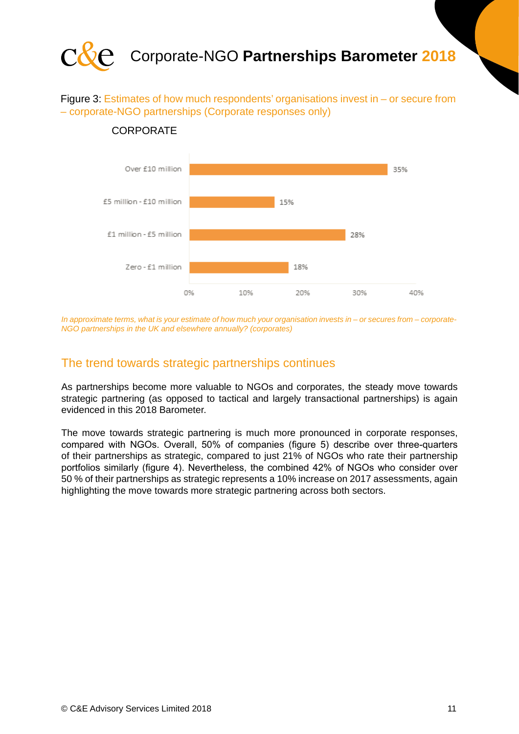Figure 3: Estimates of how much respondents' organisations invest in – or secure from – corporate-NGO partnerships (Corporate responses only)

CORPORATE

| | |
|---|---|
| Over £10 million | 35% |
| £5 million - £10 million | 15% |
| £1 million - £5 million | 28% |
| Zero - £1 million | 18% |

*In approximate terms, what is your estimate of how much your organisation invests in – or secures from – corporate-NGO partnerships in the UK and elsewhere annually? (corporates)*

## The trend towards strategic partnerships continues

As partnerships become more valuable to NGOs and corporates, the steady move towards strategic partnering (as opposed to tactical and largely transactional partnerships) is again evidenced in this 2018 Barometer.

The move towards strategic partnering is much more pronounced in corporate responses, compared with NGOs. Overall, 50% of companies (figure 5) describe over three-quarters of their partnerships as strategic, compared to just 21% of NGOs who rate their partnership portfolios similarly (figure 4). Nevertheless, the combined 42% of NGOs who consider over 50 % of their partnerships as strategic represents a 10% increase on 2017 assessments, again highlighting the move towards more strategic partnering across both sectors.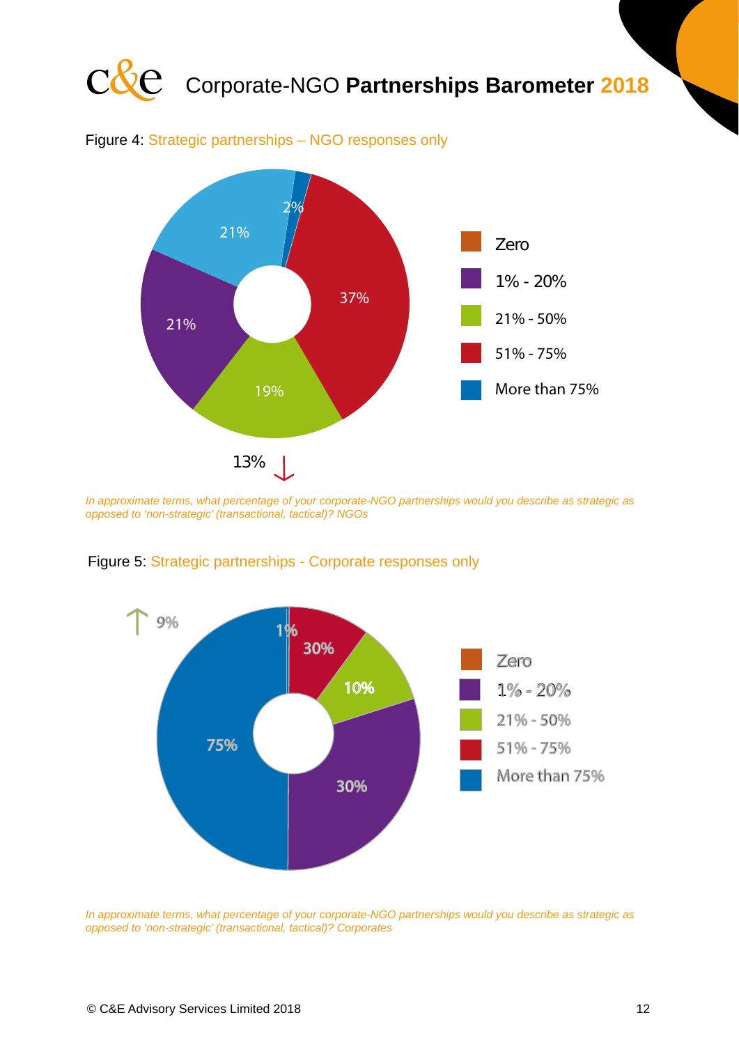Figure 4: Strategic partnerships – NGO responses only

| Category | Percentage |
| --- | --- |
| Zero | |
| 1% - 20% | 21% |
| 21% - 50% | 19% |
| 51% - 75% | 37% |
| More than 75% | 2% |

21%

13% ↓

*In approximate terms, what percentage of your corporate-NGO partnerships would you describe as strategic as opposed to 'non-strategic' (transactional, tactical)? NGOs*

Figure 5: Strategic partnerships - Corporate responses only

| Category | Percentage |
| --- | --- |
| Zero | |
| 1% - 20% | 30% |
| 21% - 50% | 10% |
| 51% - 75% | 30% |
| More than 75% | 75% |

1%

↑ 9%

*In approximate terms, what percentage of your corporate-NGO partnerships would you describe as strategic as opposed to 'non-strategic' (transactional, tactical)? Corporates*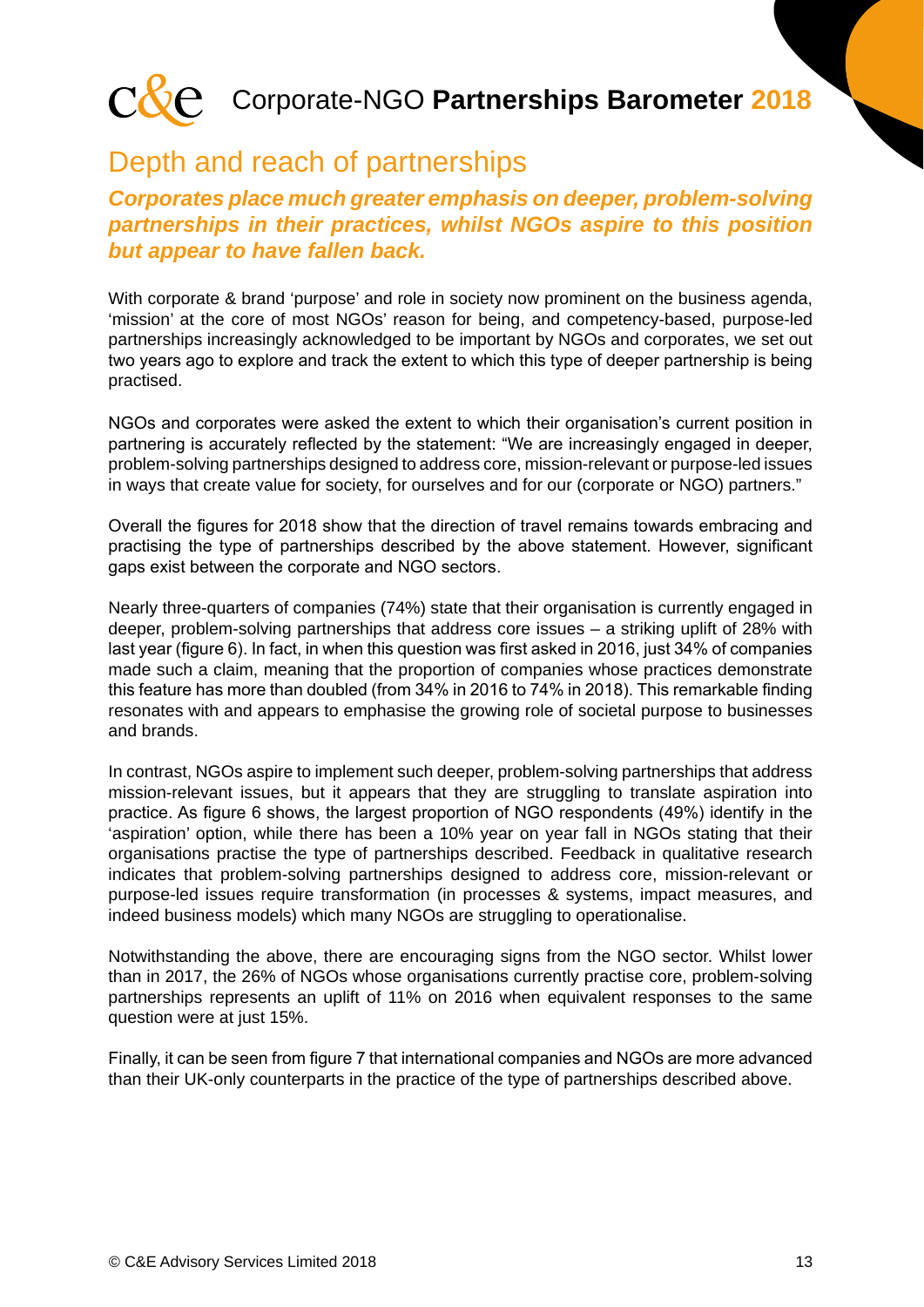## Depth and reach of partnerships

***Corporates place much greater emphasis on deeper, problem-solving partnerships in their practices, whilst NGOs aspire to this position but appear to have fallen back.***

With corporate & brand 'purpose' and role in society now prominent on the business agenda, 'mission' at the core of most NGOs' reason for being, and competency-based, purpose-led partnerships increasingly acknowledged to be important by NGOs and corporates, we set out two years ago to explore and track the extent to which this type of deeper partnership is being practised.

NGOs and corporates were asked the extent to which their organisation's current position in partnering is accurately reflected by the statement: "We are increasingly engaged in deeper, problem-solving partnerships designed to address core, mission-relevant or purpose-led issues in ways that create value for society, for ourselves and for our (corporate or NGO) partners."

Overall the figures for 2018 show that the direction of travel remains towards embracing and practising the type of partnerships described by the above statement. However, significant gaps exist between the corporate and NGO sectors.

Nearly three-quarters of companies (74%) state that their organisation is currently engaged in deeper, problem-solving partnerships that address core issues – a striking uplift of 28% with last year (figure 6). In fact, in when this question was first asked in 2016, just 34% of companies made such a claim, meaning that the proportion of companies whose practices demonstrate this feature has more than doubled (from 34% in 2016 to 74% in 2018). This remarkable finding resonates with and appears to emphasise the growing role of societal purpose to businesses and brands.

In contrast, NGOs aspire to implement such deeper, problem-solving partnerships that address mission-relevant issues, but it appears that they are struggling to translate aspiration into practice. As figure 6 shows, the largest proportion of NGO respondents (49%) identify in the 'aspiration' option, while there has been a 10% year on year fall in NGOs stating that their organisations practise the type of partnerships described. Feedback in qualitative research indicates that problem-solving partnerships designed to address core, mission-relevant or purpose-led issues require transformation (in processes & systems, impact measures, and indeed business models) which many NGOs are struggling to operationalise.

Notwithstanding the above, there are encouraging signs from the NGO sector. Whilst lower than in 2017, the 26% of NGOs whose organisations currently practise core, problem-solving partnerships represents an uplift of 11% on 2016 when equivalent responses to the same question were at just 15%.

Finally, it can be seen from figure 7 that international companies and NGOs are more advanced than their UK-only counterparts in the practice of the type of partnerships described above.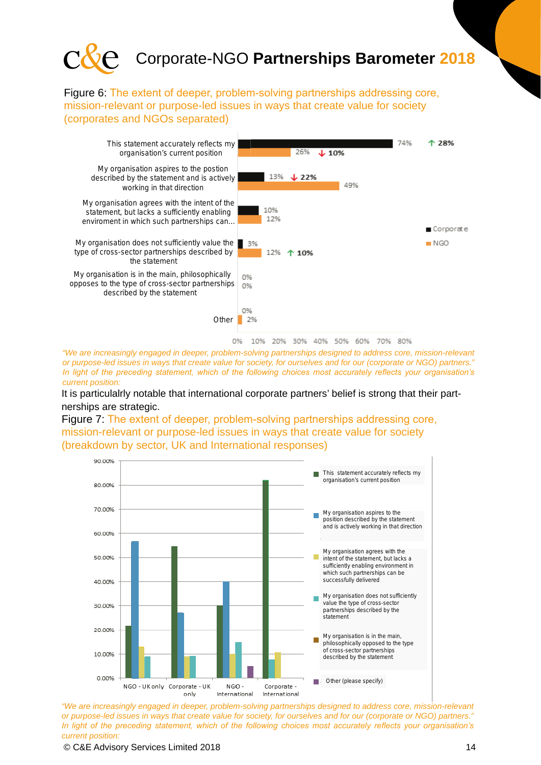Figure 6: The extent of deeper, problem-solving partnerships addressing core, mission-relevant or purpose-led issues in ways that create value for society (corporates and NGOs separated)

| | Corporate | NGO |
|---|---|---|
| This statement accurately reflects my organisation's current position | 74% (↑ 28%) | 26% (↓ 10%) |
| My organisation aspires to the postion described by the statement and is actively working in that direction | 13% (↓ 22%) | 49% |
| My organisation agrees with the intent of the statement, but lacks a sufficiently enabling enviroment in which such partnerships can... | 10% | 12% |
| My organisation does not sufficiently value the type of cross-sector partnerships described by the statement | 3% | 12% (↑ 10%) |
| My organisation is in the main, philosophically opposes to the type of cross-sector partnerships described by the statement | 0% | 0% |
| Other | 0% | 2% |

*"We are increasingly engaged in deeper, problem-solving partnerships designed to address core, mission-relevant or purpose-led issues in ways that create value for society, for ourselves and for our (corporate or NGO) partners." In light of the preceding statement, which of the following choices most accurately reflects your organisation's current position:*

It is particulalry notable that international corporate partners' belief is strong that their partnerships are strategic.

Figure 7: The extent of deeper, problem-solving partnerships addressing core, mission-relevant or purpose-led issues in ways that create value for society (breakdown by sector, UK and International responses)

| | NGO - UK only | Corporate - UK only | NGO - International | Corporate - International |
|---|---|---|---|---|
| This statement accurately reflects my organisation's current position | 21.7% | 54.5% | 30% | 82% |
| My organisation aspires to the position described by the statement and is actively working in that direction | 56.5% | 27.2% | 40% | |
| My organisation agrees with the intent of the statement, but lacks a sufficiently enabling environment in which such partnerships can be successfully delivered | 13% | 9.1% | 10% | 10.7% |
| My organisation does not sufficiently value the type of cross-sector partnerships described by the statement | 8.7% | 9.1% | 15% | 7.6% |
| My organisation is in the main, philosophically opposed to the type of cross-sector partnerships described by the statement | | | | |
| Other (please specify) | | | 5% | |

*"We are increasingly engaged in deeper, problem-solving partnerships designed to address core, mission-relevant or purpose-led issues in ways that create value for society, for ourselves and for our (corporate or NGO) partners." In light of the preceding statement, which of the following choices most accurately reflects your organisation's current position:*

© C&E Advisory Services Limited 2018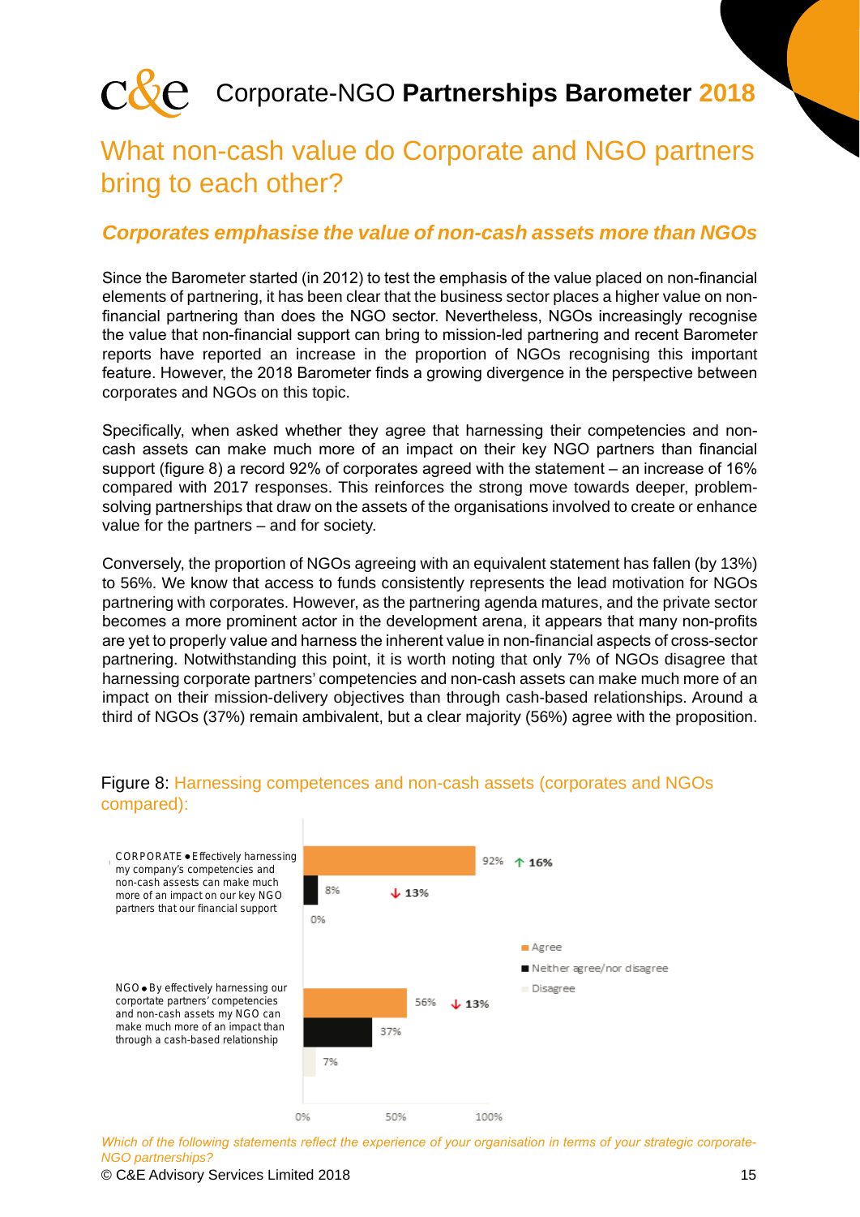# What non-cash value do Corporate and NGO partners bring to each other?

### *Corporates emphasise the value of non-cash assets more than NGOs*

Since the Barometer started (in 2012) to test the emphasis of the value placed on non-financial elements of partnering, it has been clear that the business sector places a higher value on non-financial partnering than does the NGO sector. Nevertheless, NGOs increasingly recognise the value that non-financial support can bring to mission-led partnering and recent Barometer reports have reported an increase in the proportion of NGOs recognising this important feature. However, the 2018 Barometer finds a growing divergence in the perspective between corporates and NGOs on this topic.

Specifically, when asked whether they agree that harnessing their competencies and non-cash assets can make much more of an impact on their key NGO partners than financial support (figure 8) a record 92% of corporates agreed with the statement – an increase of 16% compared with 2017 responses. This reinforces the strong move towards deeper, problem-solving partnerships that draw on the assets of the organisations involved to create or enhance value for the partners – and for society.

Conversely, the proportion of NGOs agreeing with an equivalent statement has fallen (by 13%) to 56%. We know that access to funds consistently represents the lead motivation for NGOs partnering with corporates. However, as the partnering agenda matures, and the private sector becomes a more prominent actor in the development arena, it appears that many non-profits are yet to properly value and harness the inherent value in non-financial aspects of cross-sector partnering. Notwithstanding this point, it is worth noting that only 7% of NGOs disagree that harnessing corporate partners' competencies and non-cash assets can make much more of an impact on their mission-delivery objectives than through cash-based relationships. Around a third of NGOs (37%) remain ambivalent, but a clear majority (56%) agree with the proposition.

Figure 8: Harnessing competences and non-cash assets (corporates and NGOs compared):

| Statement | Agree | Neither agree/nor disagree | Disagree |
|---|---|---|---|
| CORPORATE • Effectively harnessing my company's competencies and non-cash assests can make much more of an impact on our key NGO partners that our financial support | 92% (↑ 16%) | 8% (↓ 13%) | 0% |
| NGO • By effectively harnessing our corportate partners' competencies and non-cash assets my NGO can make much more of an impact than through a cash-based relationship | 56% (↓ 13%) | 37% | 7% |

*Which of the following statements reflect the experience of your organisation in terms of your strategic corporate-NGO partnerships?*

© C&E Advisory Services Limited 2018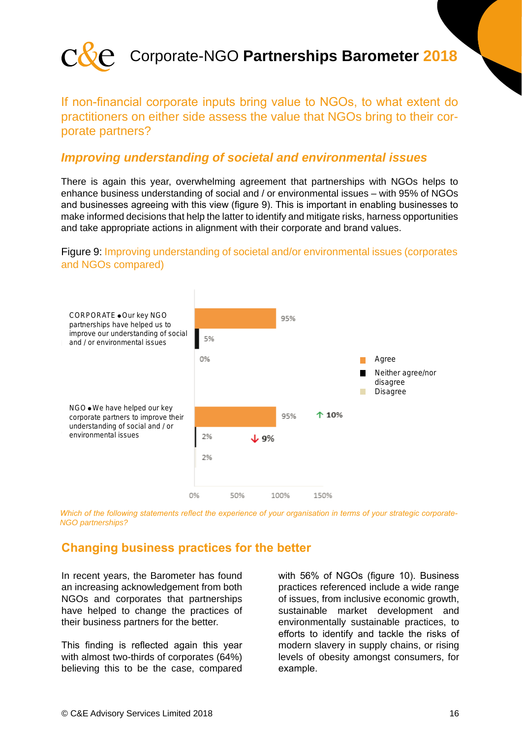# Corporate-NGO **Partnerships Barometer** 2018

If non-financial corporate inputs bring value to NGOs, to what extent do practitioners on either side assess the value that NGOs bring to their corporate partners?

## *Improving understanding of societal and environmental issues*

There is again this year, overwhelming agreement that partnerships with NGOs helps to enhance business understanding of social and / or environmental issues – with 95% of NGOs and businesses agreeing with this view (figure 9). This is important in enabling businesses to make informed decisions that help the latter to identify and mitigate risks, harness opportunities and take appropriate actions in alignment with their corporate and brand values.

Figure 9: Improving understanding of societal and/or environmental issues (corporates and NGOs compared)

| | Agree | Neither agree/nor disagree | Disagree |
|---|---|---|---|
| CORPORATE • Our key NGO partnerships have helped us to improve our understanding of social and / or environmental issues | 95% | 5% | 0% |
| NGO • We have helped our key corporate partners to improve their understanding of social and / or environmental issues | 95% (↑ 10%) | 2% (↓ 9%) | 2% |

*Which of the following statements reflect the experience of your organisation in terms of your strategic corporate-NGO partnerships?*

## Changing business practices for the better

In recent years, the Barometer has found an increasing acknowledgement from both NGOs and corporates that partnerships have helped to change the practices of their business partners for the better.

This finding is reflected again this year with almost two-thirds of corporates (64%) believing this to be the case, compared with 56% of NGOs (figure 10). Business practices referenced include a wide range of issues, from inclusive economic growth, sustainable market development and environmentally sustainable practices, to efforts to identify and tackle the risks of modern slavery in supply chains, or rising levels of obesity amongst consumers, for example.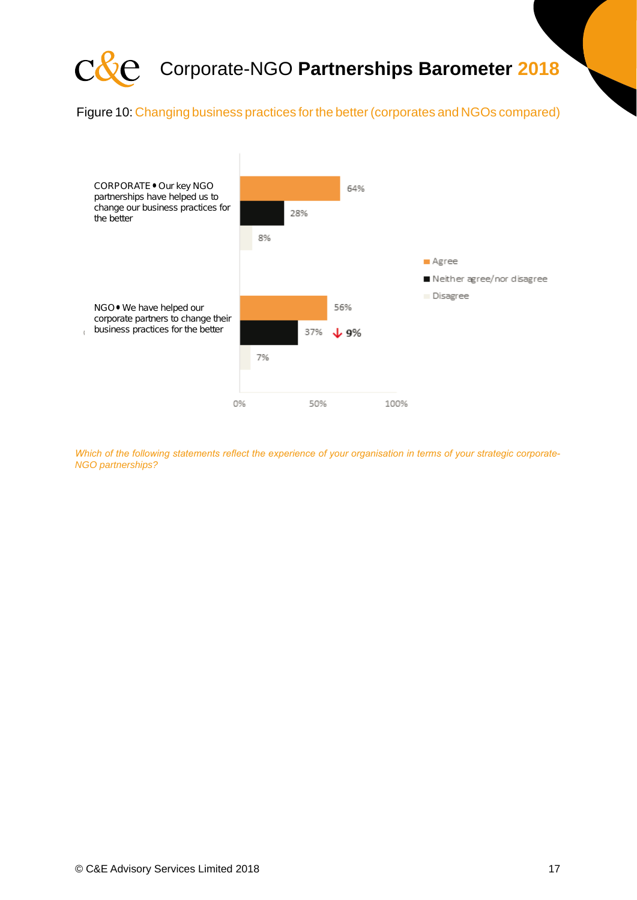Figure 10: Changing business practices for the better (corporates and NGOs compared)

| | Agree | Neither agree/nor disagree | Disagree |
|---|---|---|---|
| CORPORATE • Our key NGO partnerships have helped us to change our business practices for the better | 64% | 28% | 8% |
| NGO • We have helped our corporate partners to change their business practices for the better | 56% | 37% (↓ 9%) | 7% |

*Which of the following statements reflect the experience of your organisation in terms of your strategic corporate-NGO partnerships?*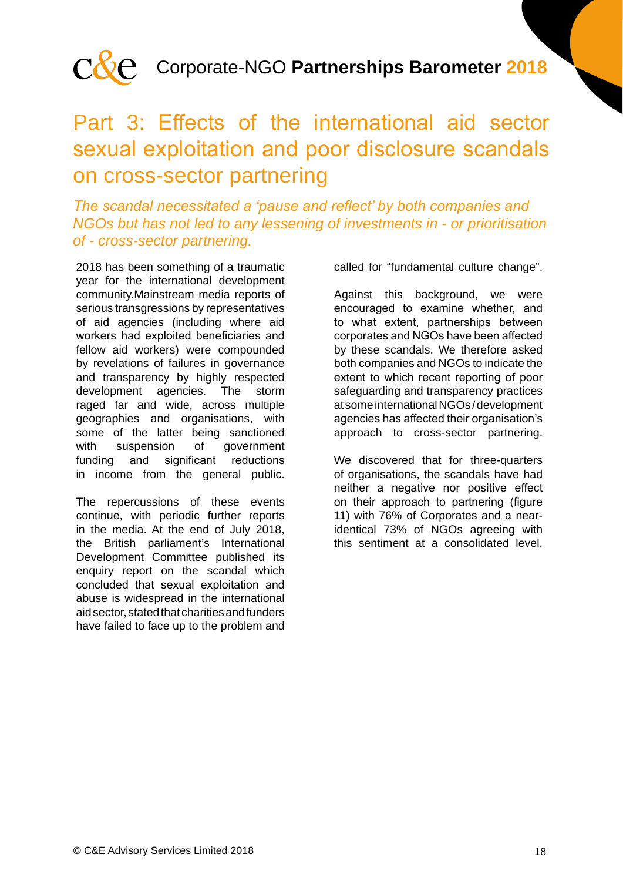# Part 3: Effects of the international aid sector sexual exploitation and poor disclosure scandals on cross-sector partnering

*The scandal necessitated a 'pause and reflect' by both companies and NGOs but has not led to any lessening of investments in - or prioritisation of - cross-sector partnering.*

2018 has been something of a traumatic year for the international development community.Mainstream media reports of serious transgressions by representatives of aid agencies (including where aid workers had exploited beneficiaries and fellow aid workers) were compounded by revelations of failures in governance and transparency by highly respected development agencies. The storm raged far and wide, across multiple geographies and organisations, with some of the latter being sanctioned with suspension of government funding and significant reductions in income from the general public.

The repercussions of these events continue, with periodic further reports in the media. At the end of July 2018, the British parliament's International Development Committee published its enquiry report on the scandal which concluded that sexual exploitation and abuse is widespread in the international aid sector, stated that charities and funders have failed to face up to the problem and called for "fundamental culture change".

Against this background, we were encouraged to examine whether, and to what extent, partnerships between corporates and NGOs have been affected by these scandals. We therefore asked both companies and NGOs to indicate the extent to which recent reporting of poor safeguarding and transparency practices at some international NGOs/development agencies has affected their organisation's approach to cross-sector partnering.

We discovered that for three-quarters of organisations, the scandals have had neither a negative nor positive effect on their approach to partnering (figure 11) with 76% of Corporates and a near-identical 73% of NGOs agreeing with this sentiment at a consolidated level.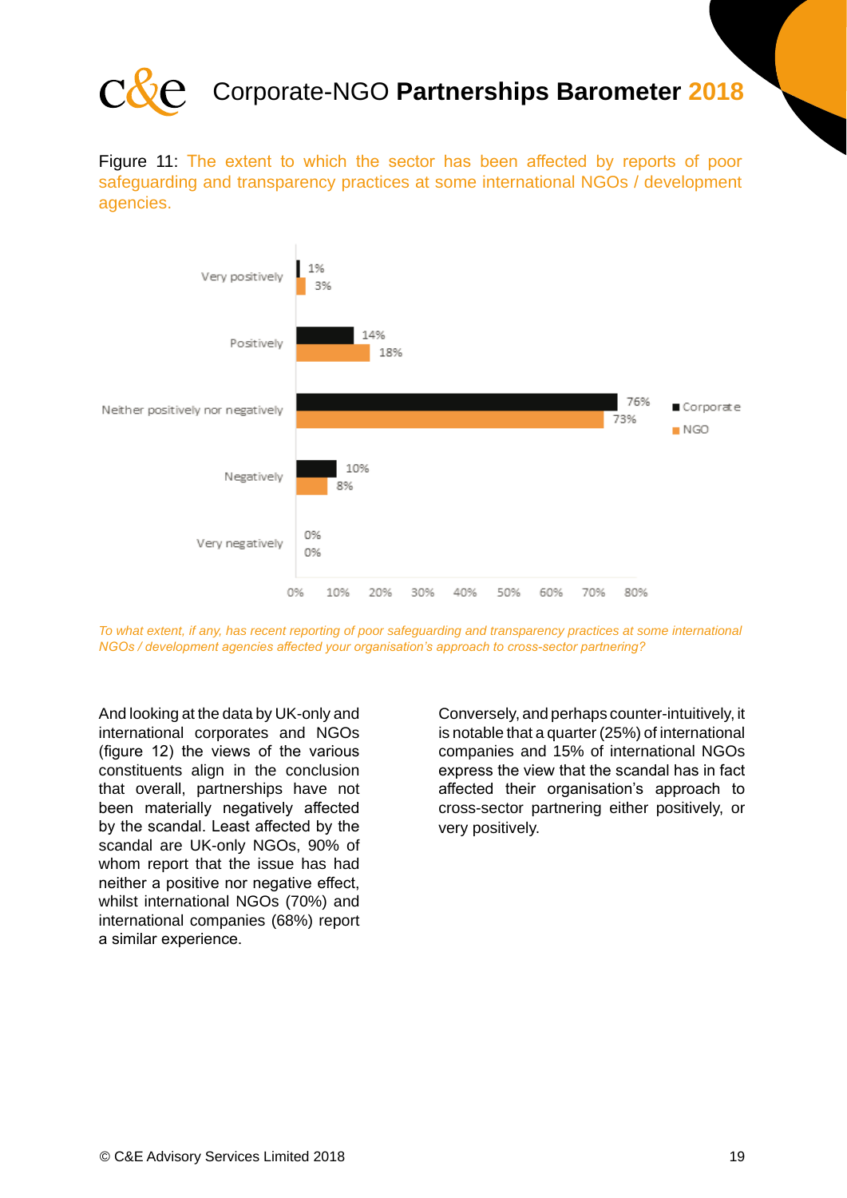Figure 11: The extent to which the sector has been affected by reports of poor safeguarding and transparency practices at some international NGOs / development agencies.

| | Corporate | NGO |
|---|---|---|
| Very positively | 1% | 3% |
| Positively | 14% | 18% |
| Neither positively nor negatively | 76% | 73% |
| Negatively | 10% | 8% |
| Very negatively | 0% | 0% |

*To what extent, if any, has recent reporting of poor safeguarding and transparency practices at some international NGOs / development agencies affected your organisation's approach to cross-sector partnering?*

And looking at the data by UK-only and international corporates and NGOs (figure 12) the views of the various constituents align in the conclusion that overall, partnerships have not been materially negatively affected by the scandal. Least affected by the scandal are UK-only NGOs, 90% of whom report that the issue has had neither a positive nor negative effect, whilst international NGOs (70%) and international companies (68%) report a similar experience.

Conversely, and perhaps counter-intuitively, it is notable that a quarter (25%) of international companies and 15% of international NGOs express the view that the scandal has in fact affected their organisation's approach to cross-sector partnering either positively, or very positively.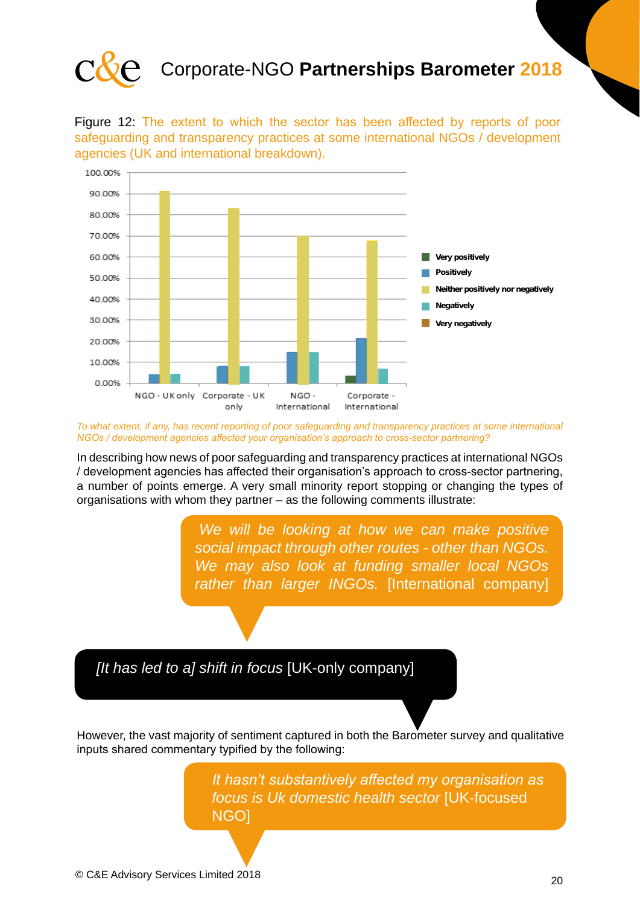Figure 12: The extent to which the sector has been affected by reports of poor safeguarding and transparency practices at some international NGOs / development agencies (UK and international breakdown).

*To what extent, if any, has recent reporting of poor safeguarding and transparency practices at some international NGOs / development agencies affected your organisation's approach to cross-sector partnering?*

In describing how news of poor safeguarding and transparency practices at international NGOs / development agencies has affected their organisation's approach to cross-sector partnering, a number of points emerge. A very small minority report stopping or changing the types of organisations with whom they partner – as the following comments illustrate:

> *We will be looking at how we can make positive social impact through other routes - other than NGOs. We may also look at funding smaller local NGOs rather than larger INGOs.* [International company]

> *[It has led to a] shift in focus* [UK-only company]

However, the vast majority of sentiment captured in both the Barometer survey and qualitative inputs shared commentary typified by the following:

> *It hasn't substantively affected my organisation as focus is Uk domestic health sector* [UK-focused NGO]

© C&E Advisory Services Limited 2018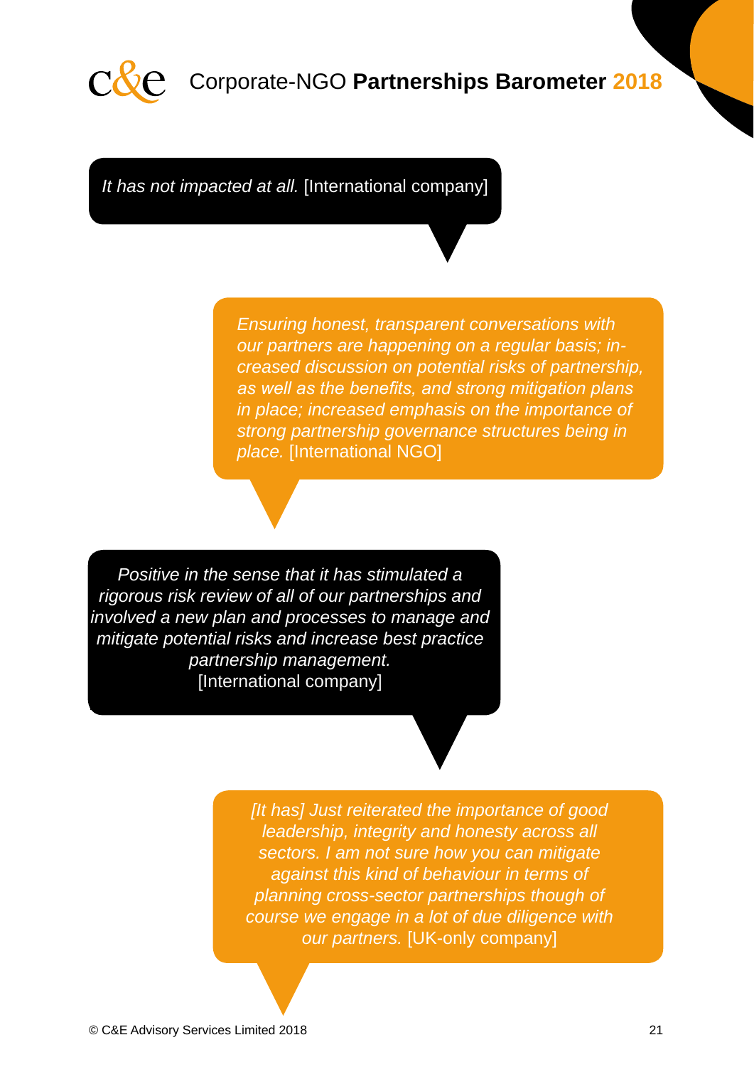*It has not impacted at all.* [International company]

*Ensuring honest, transparent conversations with our partners are happening on a regular basis; increased discussion on potential risks of partnership, as well as the benefits, and strong mitigation plans in place; increased emphasis on the importance of strong partnership governance structures being in place.* [International NGO]

*Positive in the sense that it has stimulated a rigorous risk review of all of our partnerships and involved a new plan and processes to manage and mitigate potential risks and increase best practice partnership management.* [International company]

*[It has] Just reiterated the importance of good leadership, integrity and honesty across all sectors. I am not sure how you can mitigate against this kind of behaviour in terms of planning cross-sector partnerships though of course we engage in a lot of due diligence with our partners.* [UK-only company]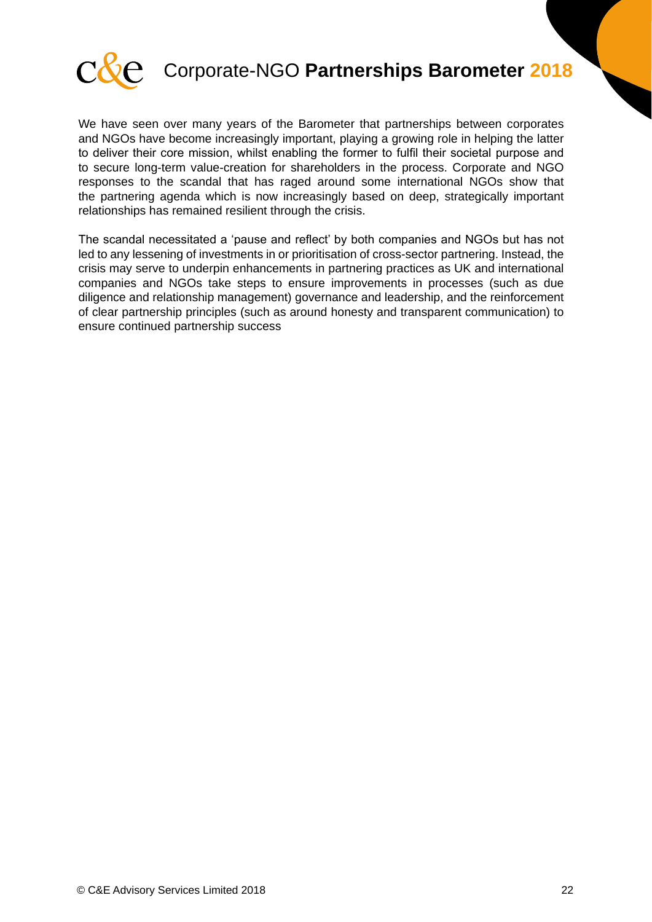We have seen over many years of the Barometer that partnerships between corporates and NGOs have become increasingly important, playing a growing role in helping the latter to deliver their core mission, whilst enabling the former to fulfil their societal purpose and to secure long-term value-creation for shareholders in the process. Corporate and NGO responses to the scandal that has raged around some international NGOs show that the partnering agenda which is now increasingly based on deep, strategically important relationships has remained resilient through the crisis.

The scandal necessitated a 'pause and reflect' by both companies and NGOs but has not led to any lessening of investments in or prioritisation of cross-sector partnering. Instead, the crisis may serve to underpin enhancements in partnering practices as UK and international companies and NGOs take steps to ensure improvements in processes (such as due diligence and relationship management) governance and leadership, and the reinforcement of clear partnership principles (such as around honesty and transparent communication) to ensure continued partnership success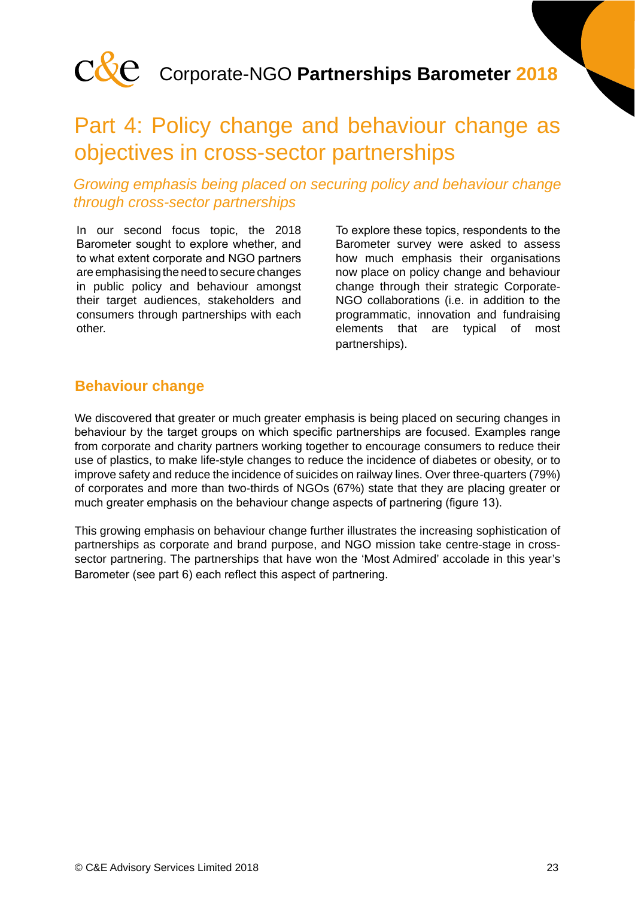# Part 4: Policy change and behaviour change as objectives in cross-sector partnerships

*Growing emphasis being placed on securing policy and behaviour change through cross-sector partnerships*

In our second focus topic, the 2018 Barometer sought to explore whether, and to what extent corporate and NGO partners are emphasising the need to secure changes in public policy and behaviour amongst their target audiences, stakeholders and consumers through partnerships with each other.

To explore these topics, respondents to the Barometer survey were asked to assess how much emphasis their organisations now place on policy change and behaviour change through their strategic Corporate-NGO collaborations (i.e. in addition to the programmatic, innovation and fundraising elements that are typical of most partnerships).

## Behaviour change

We discovered that greater or much greater emphasis is being placed on securing changes in behaviour by the target groups on which specific partnerships are focused. Examples range from corporate and charity partners working together to encourage consumers to reduce their use of plastics, to make life-style changes to reduce the incidence of diabetes or obesity, or to improve safety and reduce the incidence of suicides on railway lines. Over three-quarters (79%) of corporates and more than two-thirds of NGOs (67%) state that they are placing greater or much greater emphasis on the behaviour change aspects of partnering (figure 13).

This growing emphasis on behaviour change further illustrates the increasing sophistication of partnerships as corporate and brand purpose, and NGO mission take centre-stage in cross-sector partnering. The partnerships that have won the 'Most Admired' accolade in this year's Barometer (see part 6) each reflect this aspect of partnering.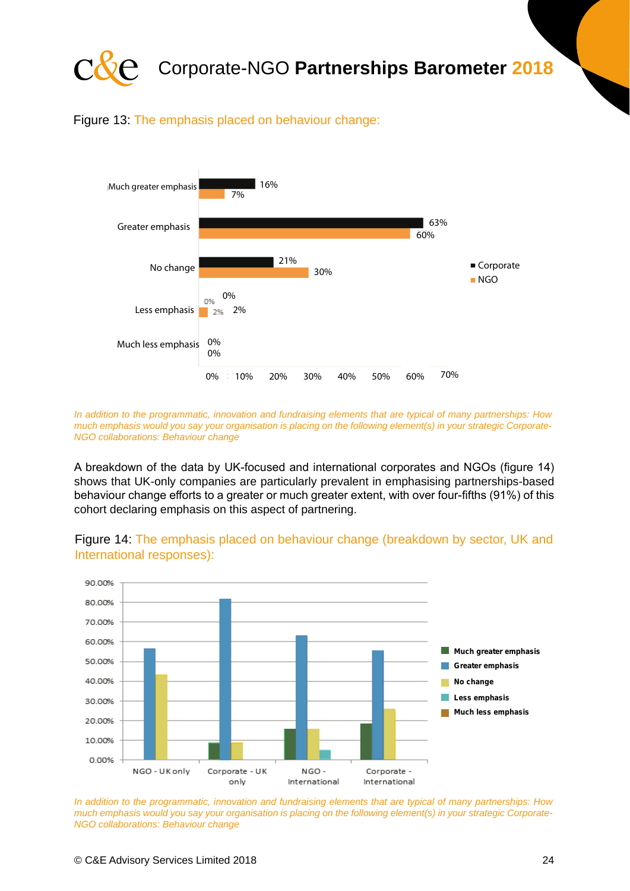Figure 13: The emphasis placed on behaviour change:

| | Corporate | NGO |
|---|---|---|
| Much greater emphasis | 16% | 7% |
| Greater emphasis | 63% | 60% |
| No change | 21% | 30% |
| Less emphasis | 0% | 2% |
| Much less emphasis | 0% | 0% |

*In addition to the programmatic, innovation and fundraising elements that are typical of many partnerships: How much emphasis would you say your organisation is placing on the following element(s) in your strategic Corporate-NGO collaborations: Behaviour change*

A breakdown of the data by UK-focused and international corporates and NGOs (figure 14) shows that UK-only companies are particularly prevalent in emphasising partnerships-based behaviour change efforts to a greater or much greater extent, with over four-fifths (91%) of this cohort declaring emphasis on this aspect of partnering.

Figure 14: The emphasis placed on behaviour change (breakdown by sector, UK and International responses):

*In addition to the programmatic, innovation and fundraising elements that are typical of many partnerships: How much emphasis would you say your organisation is placing on the following element(s) in your strategic Corporate-NGO collaborations: Behaviour change*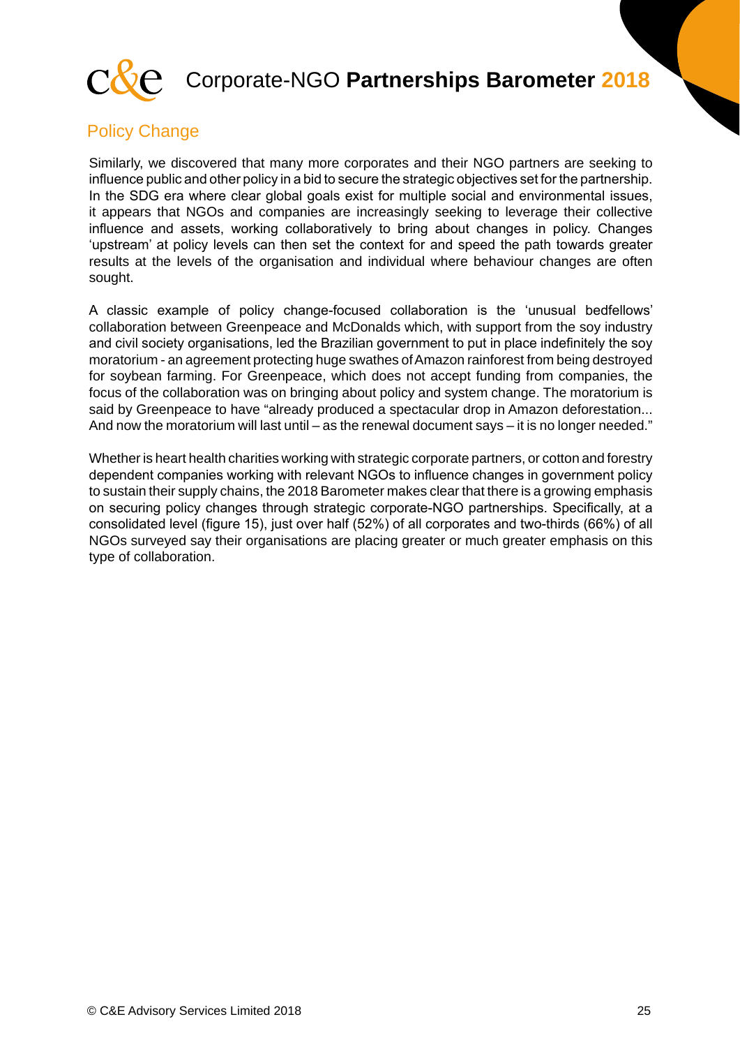## Policy Change

Similarly, we discovered that many more corporates and their NGO partners are seeking to influence public and other policy in a bid to secure the strategic objectives set for the partnership. In the SDG era where clear global goals exist for multiple social and environmental issues, it appears that NGOs and companies are increasingly seeking to leverage their collective influence and assets, working collaboratively to bring about changes in policy. Changes 'upstream' at policy levels can then set the context for and speed the path towards greater results at the levels of the organisation and individual where behaviour changes are often sought.

A classic example of policy change-focused collaboration is the 'unusual bedfellows' collaboration between Greenpeace and McDonalds which, with support from the soy industry and civil society organisations, led the Brazilian government to put in place indefinitely the soy moratorium - an agreement protecting huge swathes of Amazon rainforest from being destroyed for soybean farming. For Greenpeace, which does not accept funding from companies, the focus of the collaboration was on bringing about policy and system change. The moratorium is said by Greenpeace to have "already produced a spectacular drop in Amazon deforestation... And now the moratorium will last until – as the renewal document says – it is no longer needed."

Whether is heart health charities working with strategic corporate partners, or cotton and forestry dependent companies working with relevant NGOs to influence changes in government policy to sustain their supply chains, the 2018 Barometer makes clear that there is a growing emphasis on securing policy changes through strategic corporate-NGO partnerships. Specifically, at a consolidated level (figure 15), just over half (52%) of all corporates and two-thirds (66%) of all NGOs surveyed say their organisations are placing greater or much greater emphasis on this type of collaboration.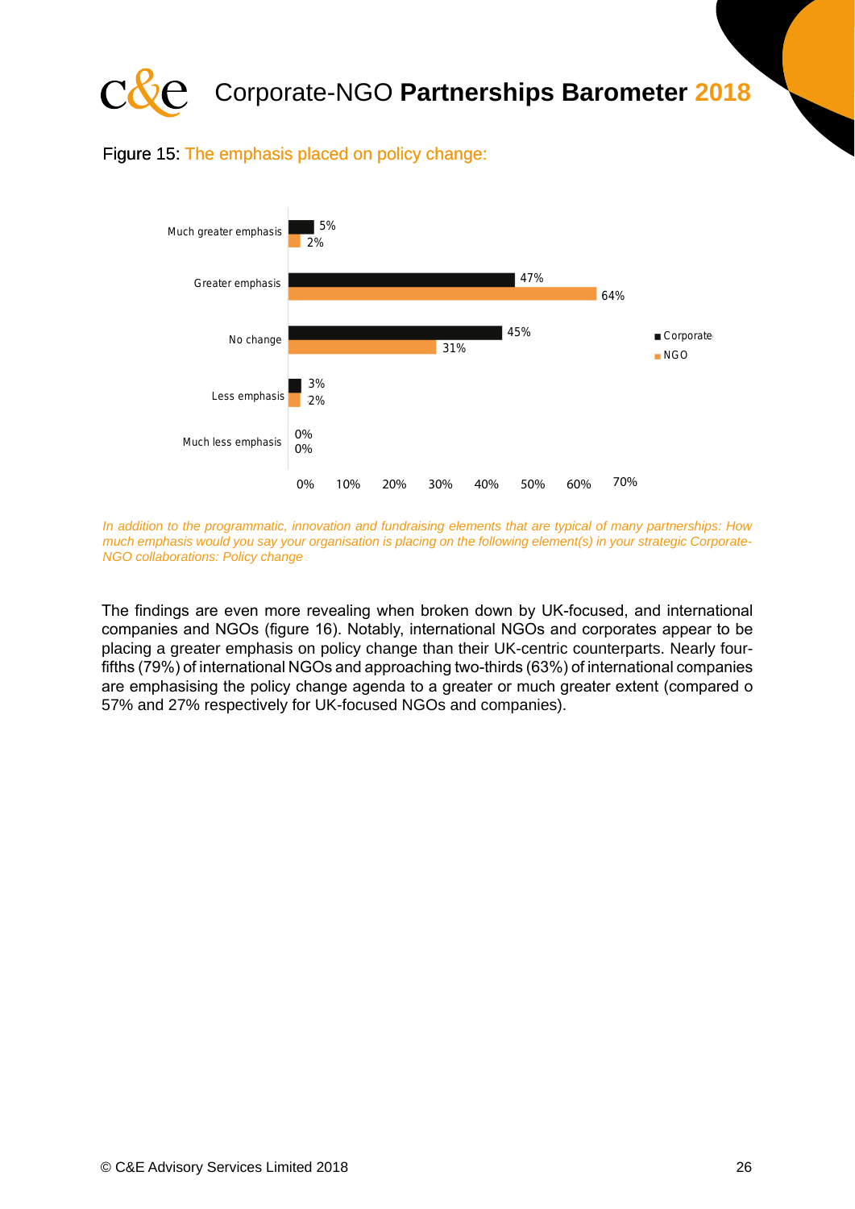Figure 15: The emphasis placed on policy change:

| | Corporate | NGO |
|---|---|---|
| Much greater emphasis | 5% | 2% |
| Greater emphasis | 47% | 64% |
| No change | 45% | 31% |
| Less emphasis | 3% | 2% |
| Much less emphasis | 0% | 0% |

*In addition to the programmatic, innovation and fundraising elements that are typical of many partnerships: How much emphasis would you say your organisation is placing on the following element(s) in your strategic Corporate-NGO collaborations: Policy change*

The findings are even more revealing when broken down by UK-focused, and international companies and NGOs (figure 16). Notably, international NGOs and corporates appear to be placing a greater emphasis on policy change than their UK-centric counterparts. Nearly four-fifths (79%) of international NGOs and approaching two-thirds (63%) of international companies are emphasising the policy change agenda to a greater or much greater extent (compared o 57% and 27% respectively for UK-focused NGOs and companies).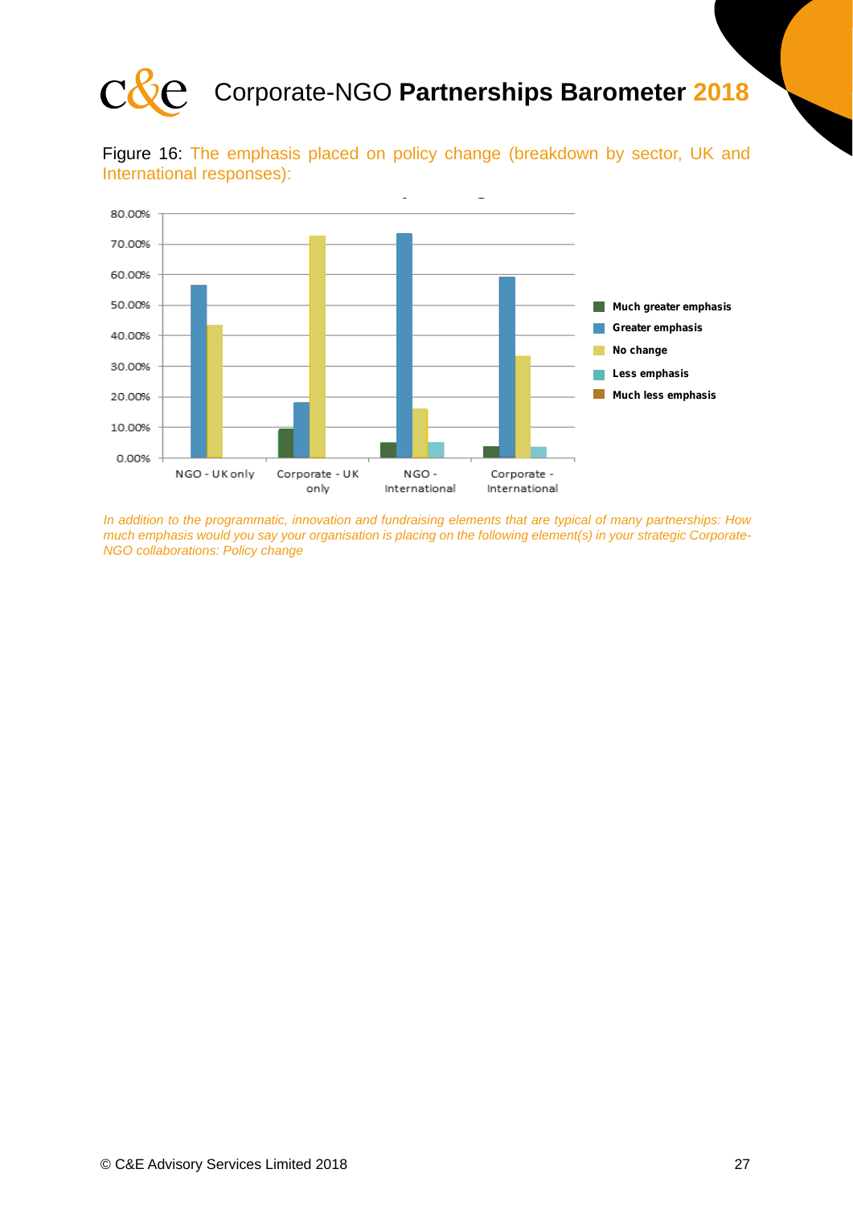Figure 16: The emphasis placed on policy change (breakdown by sector, UK and International responses):

*In addition to the programmatic, innovation and fundraising elements that are typical of many partnerships: How much emphasis would you say your organisation is placing on the following element(s) in your strategic Corporate-NGO collaborations: Policy change*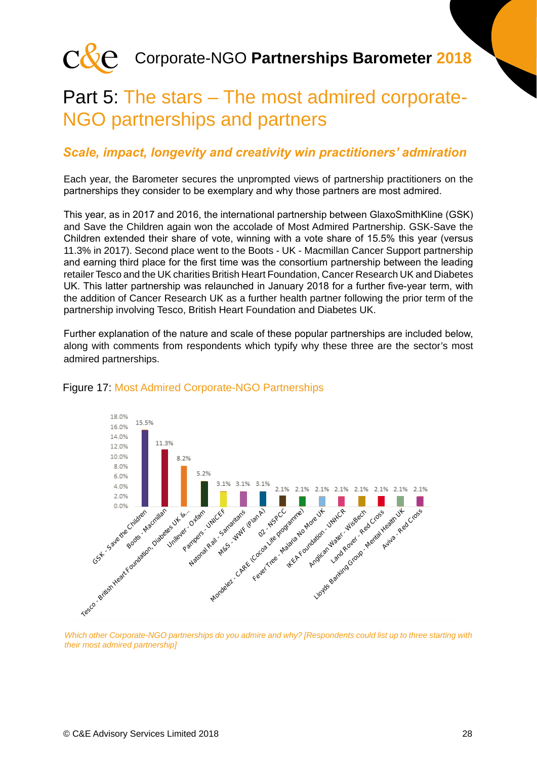# Part 5: The stars – The most admired corporate-NGO partnerships and partners

## *Scale, impact, longevity and creativity win practitioners' admiration*

Each year, the Barometer secures the unprompted views of partnership practitioners on the partnerships they consider to be exemplary and why those partners are most admired.

This year, as in 2017 and 2016, the international partnership between GlaxoSmithKline (GSK) and Save the Children again won the accolade of Most Admired Partnership. GSK-Save the Children extended their share of vote, winning with a vote share of 15.5% this year (versus 11.3% in 2017). Second place went to the Boots - UK - Macmillan Cancer Support partnership and earning third place for the first time was the consortium partnership between the leading retailer Tesco and the UK charities British Heart Foundation, Cancer Research UK and Diabetes UK. This latter partnership was relaunched in January 2018 for a further five-year term, with the addition of Cancer Research UK as a further health partner following the prior term of the partnership involving Tesco, British Heart Foundation and Diabetes UK.

Further explanation of the nature and scale of these popular partnerships are included below, along with comments from respondents which typify why these three are the sector's most admired partnerships.

Figure 17: Most Admired Corporate-NGO Partnerships

| Partnership | Share |
|---|---|
| GSK - Save the Children | 15.5% |
| Boots - Macmillan | 11.3% |
| Tesco - British Heart Foundation, Diabetes UK &... | 8.2% |
| Unilever - Oxfam | 5.2% |
| Pampers - UNICEF | 3.1% |
| Natonal Rail - Samaritans | 3.1% |
| M&S - WWF (Plan A) | 3.1% |
| 02 - NSPCC | 2.1% |
| Mondelez - CARE (Cocoa Life programme) | 2.1% |
| Fever Tree - Malaria No More UK | 2.1% |
| IKEA Foundation - UNHCR | 2.1% |
| Anglican Water - WisBech | 2.1% |
| Land Rover - Red Cross | 2.1% |
| Lloyds Banking Group - Mental Health UK | 2.1% |
| Aviva - Red Cross | 2.1% |

*Which other Corporate-NGO partnerships do you admire and why? [Respondents could list up to three starting with their most admired partnership]*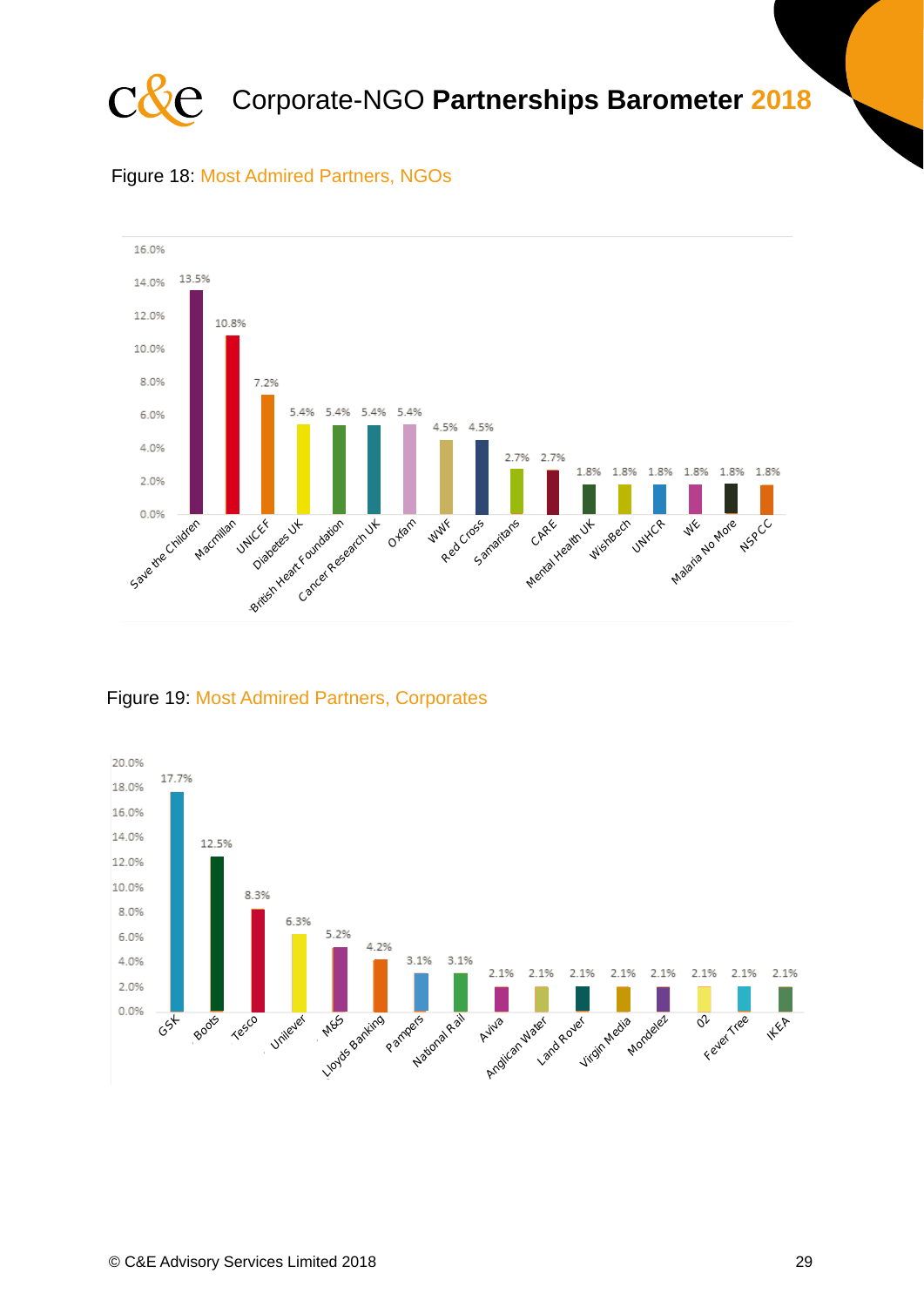Figure 18: Most Admired Partners, NGOs

| NGO | % |
|---|---|
| Save the Children | 13.5% |
| Macmillan | 10.8% |
| UNICEF | 7.2% |
| Diabetes UK | 5.4% |
| British Heart Foundation | 5.4% |
| Cancer Research UK | 5.4% |
| Oxfam | 5.4% |
| WWF | 4.5% |
| Red Cross | 4.5% |
| Samaritans | 2.7% |
| CARE | 2.7% |
| Mental Health UK | 1.8% |
| WishBech | 1.8% |
| UNHCR | 1.8% |
| WE | 1.8% |
| Malaria No More | 1.8% |
| NSPCC | 1.8% |

Figure 19: Most Admired Partners, Corporates

| Corporate | % |
|---|---|
| GSK | 17.7% |
| Boots | 12.5% |
| Tesco | 8.3% |
| Unilever | 6.3% |
| M&S | 5.2% |
| Lloyds Banking | 4.2% |
| Pampers | 3.1% |
| National Rail | 3.1% |
| Aviva | 2.1% |
| Anglican Water | 2.1% |
| Land Rover | 2.1% |
| Virgin Media | 2.1% |
| Mondelez | 2.1% |
| 02 | 2.1% |
| Fever Tree | 2.1% |
| IKEA | 2.1% |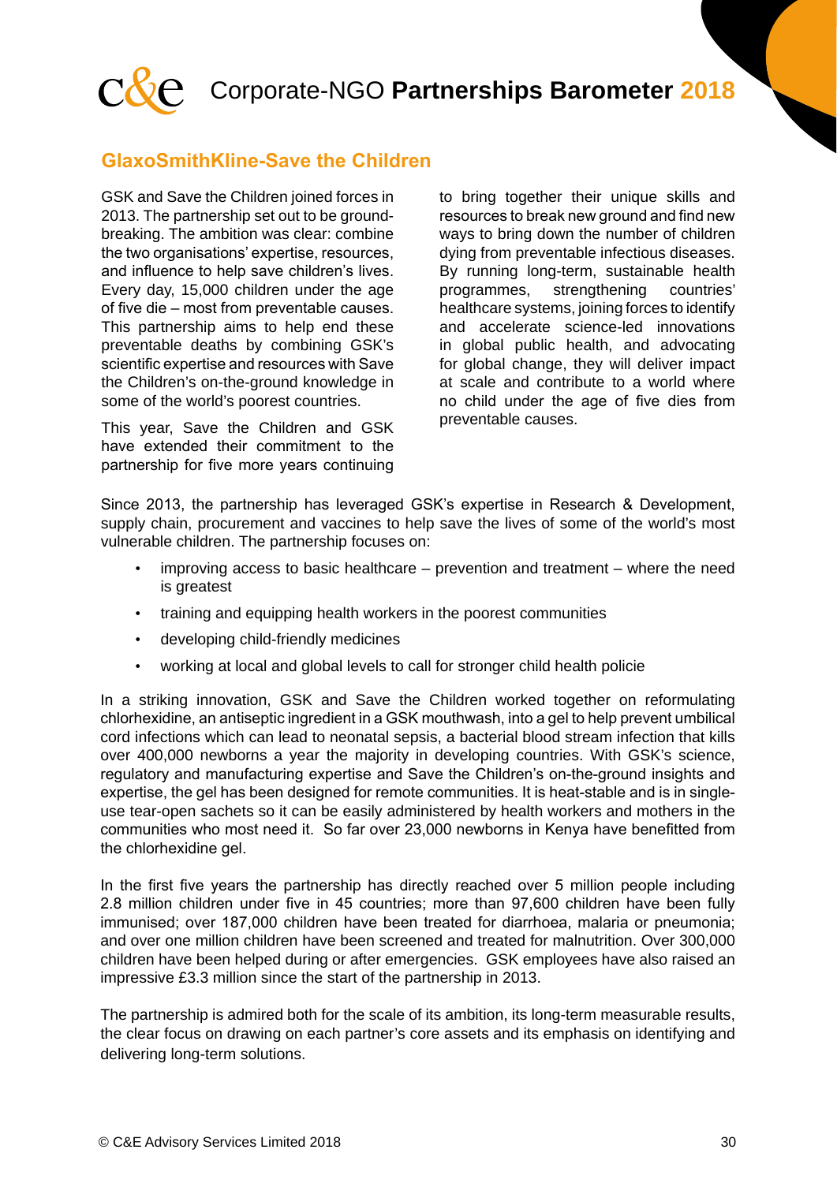## GlaxoSmithKline-Save the Children

GSK and Save the Children joined forces in 2013. The partnership set out to be ground-breaking. The ambition was clear: combine the two organisations' expertise, resources, and influence to help save children's lives. Every day, 15,000 children under the age of five die – most from preventable causes. This partnership aims to help end these preventable deaths by combining GSK's scientific expertise and resources with Save the Children's on-the-ground knowledge in some of the world's poorest countries.

This year, Save the Children and GSK have extended their commitment to the partnership for five more years continuing to bring together their unique skills and resources to break new ground and find new ways to bring down the number of children dying from preventable infectious diseases. By running long-term, sustainable health programmes, strengthening countries' healthcare systems, joining forces to identify and accelerate science-led innovations in global public health, and advocating for global change, they will deliver impact at scale and contribute to a world where no child under the age of five dies from preventable causes.

Since 2013, the partnership has leveraged GSK's expertise in Research & Development, supply chain, procurement and vaccines to help save the lives of some of the world's most vulnerable children. The partnership focuses on:

- improving access to basic healthcare – prevention and treatment – where the need is greatest
- training and equipping health workers in the poorest communities
- developing child-friendly medicines
- working at local and global levels to call for stronger child health policie

In a striking innovation, GSK and Save the Children worked together on reformulating chlorhexidine, an antiseptic ingredient in a GSK mouthwash, into a gel to help prevent umbilical cord infections which can lead to neonatal sepsis, a bacterial blood stream infection that kills over 400,000 newborns a year the majority in developing countries. With GSK's science, regulatory and manufacturing expertise and Save the Children's on-the-ground insights and expertise, the gel has been designed for remote communities. It is heat-stable and is in single-use tear-open sachets so it can be easily administered by health workers and mothers in the communities who most need it. So far over 23,000 newborns in Kenya have benefitted from the chlorhexidine gel.

In the first five years the partnership has directly reached over 5 million people including 2.8 million children under five in 45 countries; more than 97,600 children have been fully immunised; over 187,000 children have been treated for diarrhoea, malaria or pneumonia; and over one million children have been screened and treated for malnutrition. Over 300,000 children have been helped during or after emergencies. GSK employees have also raised an impressive £3.3 million since the start of the partnership in 2013.

The partnership is admired both for the scale of its ambition, its long-term measurable results, the clear focus on drawing on each partner's core assets and its emphasis on identifying and delivering long-term solutions.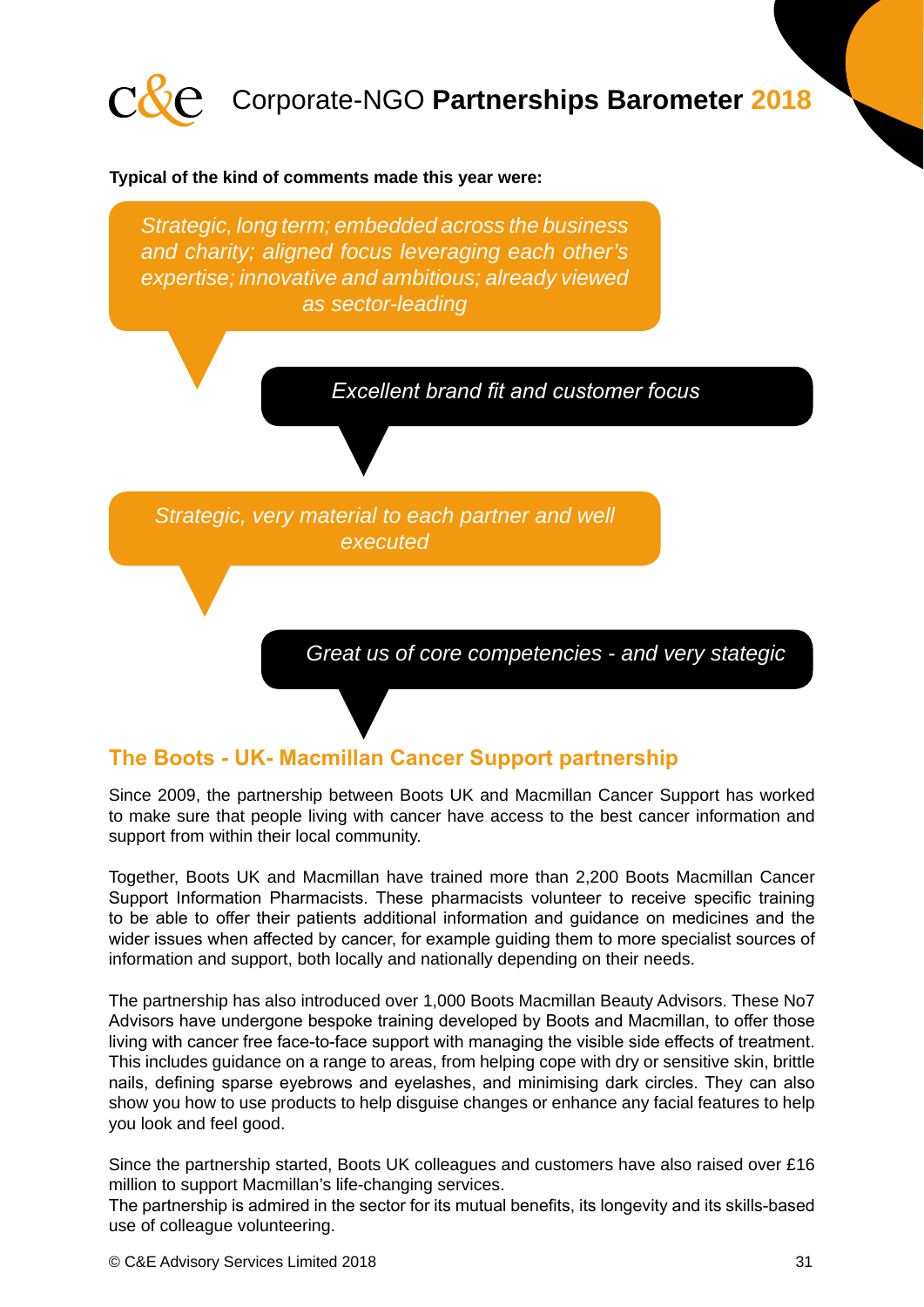**Typical of the kind of comments made this year were:**

*Strategic, long term; embedded across the business and charity; aligned focus leveraging each other's expertise; innovative and ambitious; already viewed as sector-leading*

*Excellent brand fit and customer focus*

*Strategic, very material to each partner and well executed*

*Great us of core competencies - and very stategic*

## The Boots - UK- Macmillan Cancer Support partnership

Since 2009, the partnership between Boots UK and Macmillan Cancer Support has worked to make sure that people living with cancer have access to the best cancer information and support from within their local community.

Together, Boots UK and Macmillan have trained more than 2,200 Boots Macmillan Cancer Support Information Pharmacists. These pharmacists volunteer to receive specific training to be able to offer their patients additional information and guidance on medicines and the wider issues when affected by cancer, for example guiding them to more specialist sources of information and support, both locally and nationally depending on their needs.

The partnership has also introduced over 1,000 Boots Macmillan Beauty Advisors. These No7 Advisors have undergone bespoke training developed by Boots and Macmillan, to offer those living with cancer free face-to-face support with managing the visible side effects of treatment. This includes guidance on a range to areas, from helping cope with dry or sensitive skin, brittle nails, defining sparse eyebrows and eyelashes, and minimising dark circles. They can also show you how to use products to help disguise changes or enhance any facial features to help you look and feel good.

Since the partnership started, Boots UK colleagues and customers have also raised over £16 million to support Macmillan's life-changing services.
The partnership is admired in the sector for its mutual benefits, its longevity and its skills-based use of colleague volunteering.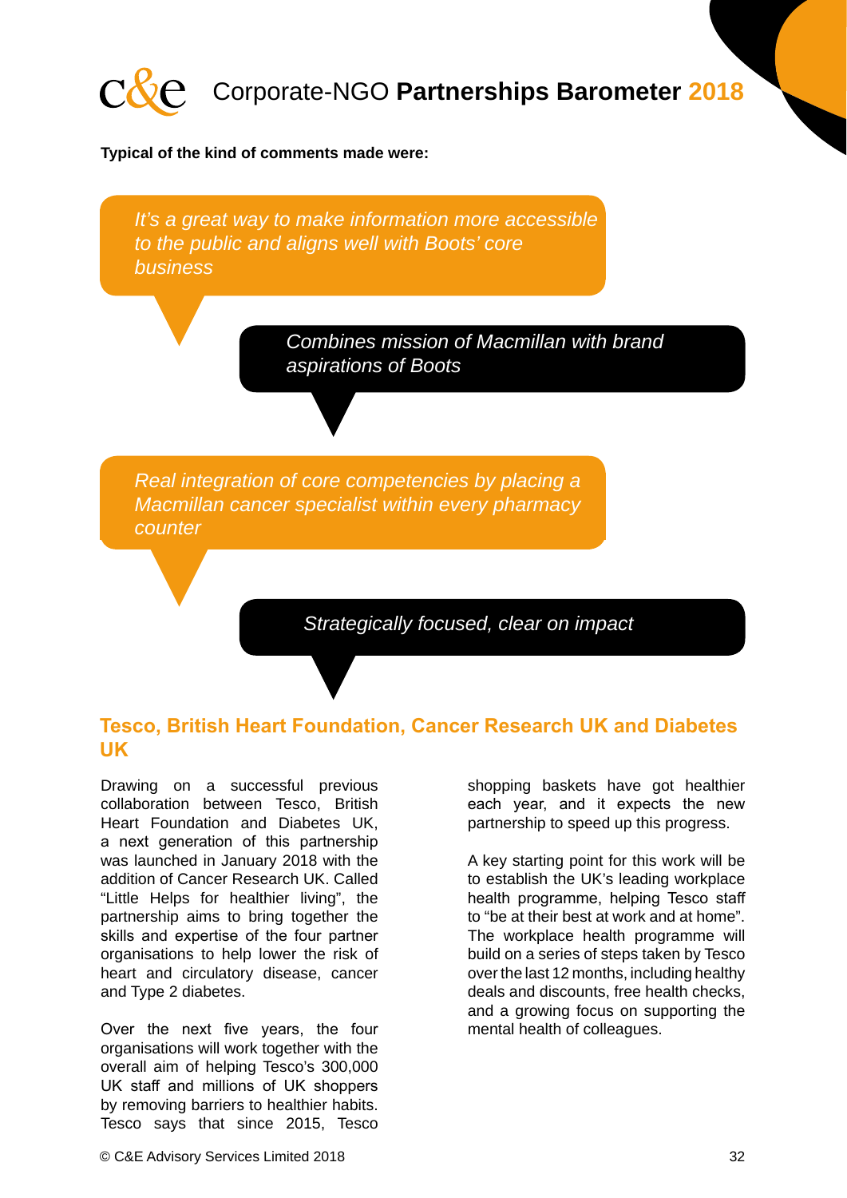**Typical of the kind of comments made were:**

> *It's a great way to make information more accessible to the public and aligns well with Boots' core business*

> *Combines mission of Macmillan with brand aspirations of Boots*

> *Real integration of core competencies by placing a Macmillan cancer specialist within every pharmacy counter*

> *Strategically focused, clear on impact*

## Tesco, British Heart Foundation, Cancer Research UK and Diabetes UK

Drawing on a successful previous collaboration between Tesco, British Heart Foundation and Diabetes UK, a next generation of this partnership was launched in January 2018 with the addition of Cancer Research UK. Called "Little Helps for healthier living", the partnership aims to bring together the skills and expertise of the four partner organisations to help lower the risk of heart and circulatory disease, cancer and Type 2 diabetes.

Over the next five years, the four organisations will work together with the overall aim of helping Tesco's 300,000 UK staff and millions of UK shoppers by removing barriers to healthier habits. Tesco says that since 2015, Tesco shopping baskets have got healthier each year, and it expects the new partnership to speed up this progress.

A key starting point for this work will be to establish the UK's leading workplace health programme, helping Tesco staff to "be at their best at work and at home". The workplace health programme will build on a series of steps taken by Tesco over the last 12 months, including healthy deals and discounts, free health checks, and a growing focus on supporting the mental health of colleagues.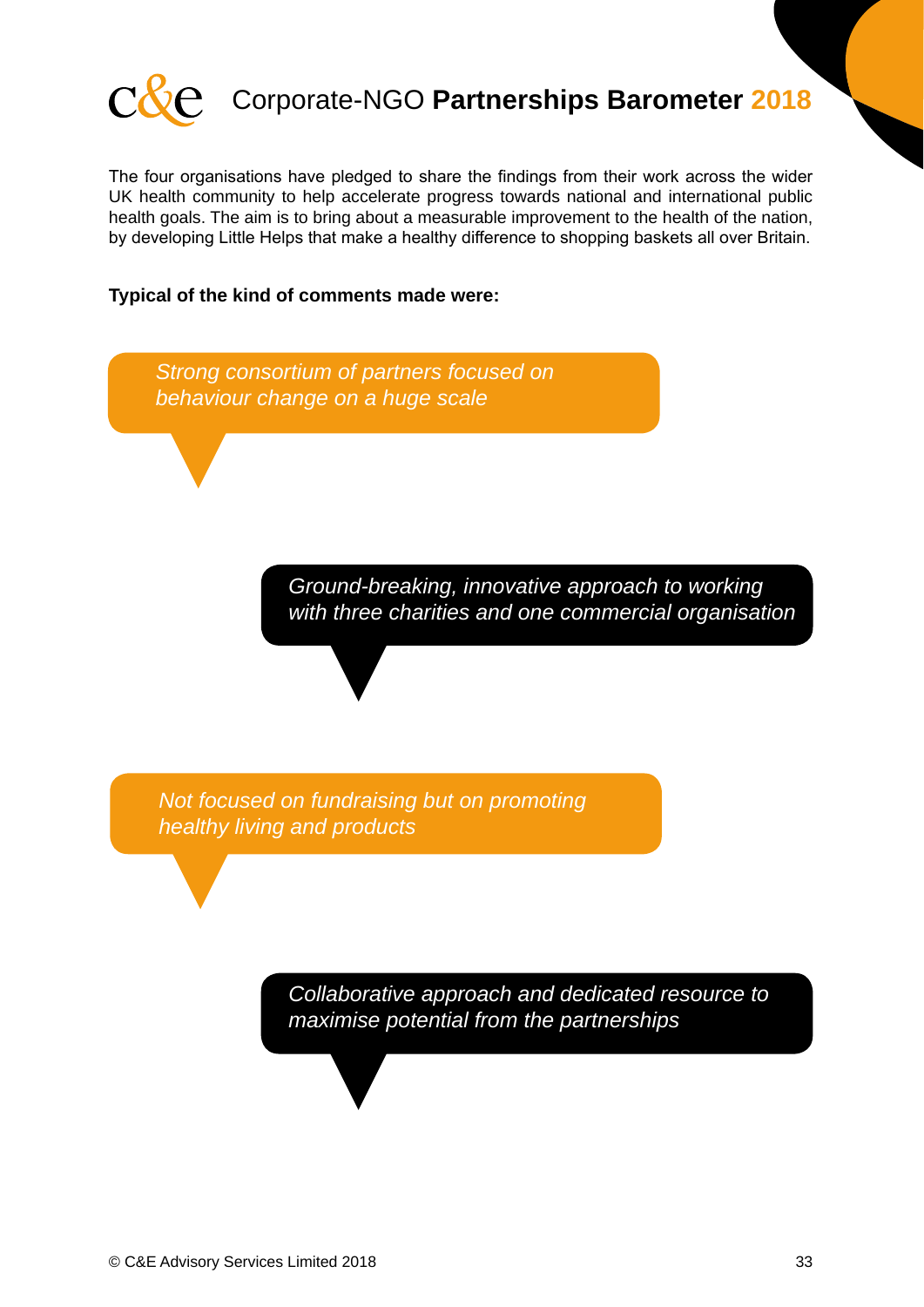The four organisations have pledged to share the findings from their work across the wider UK health community to help accelerate progress towards national and international public health goals. The aim is to bring about a measurable improvement to the health of the nation, by developing Little Helps that make a healthy difference to shopping baskets all over Britain.

**Typical of the kind of comments made were:**

*Strong consortium of partners focused on behaviour change on a huge scale*

*Ground-breaking, innovative approach to working with three charities and one commercial organisation*

*Not focused on fundraising but on promoting healthy living and products*

*Collaborative approach and dedicated resource to maximise potential from the partnerships*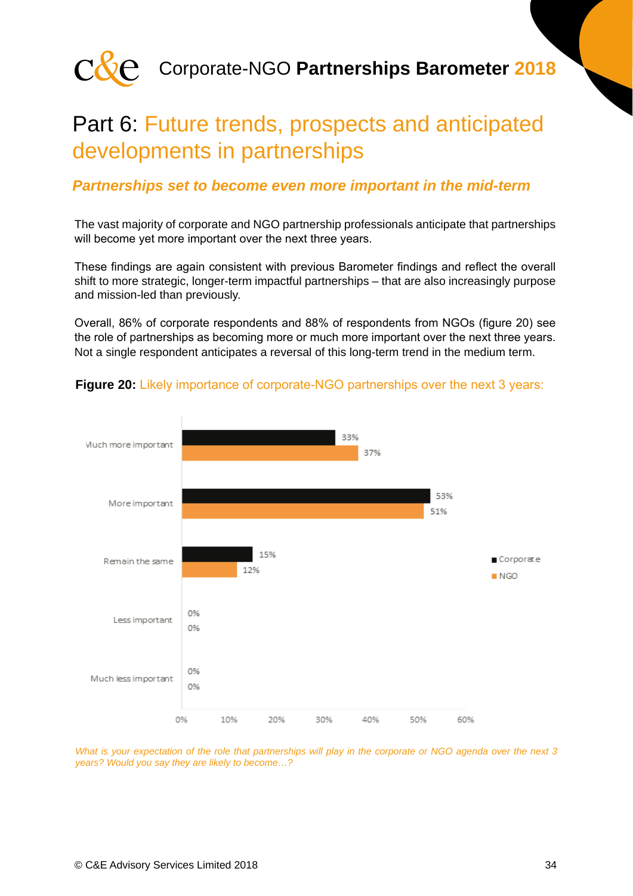# Part 6: Future trends, prospects and anticipated developments in partnerships

## *Partnerships set to become even more important in the mid-term*

The vast majority of corporate and NGO partnership professionals anticipate that partnerships will become yet more important over the next three years.

These findings are again consistent with previous Barometer findings and reflect the overall shift to more strategic, longer-term impactful partnerships – that are also increasingly purpose and mission-led than previously.

Overall, 86% of corporate respondents and 88% of respondents from NGOs (figure 20) see the role of partnerships as becoming more or much more important over the next three years. Not a single respondent anticipates a reversal of this long-term trend in the medium term.

**Figure 20:** Likely importance of corporate-NGO partnerships over the next 3 years:

| | Corporate | NGO |
|---|---|---|
| Much more important | 33% | 37% |
| More important | 53% | 51% |
| Remain the same | 15% | 12% |
| Less important | 0% | 0% |
| Much less important | 0% | 0% |

*What is your expectation of the role that partnerships will play in the corporate or NGO agenda over the next 3 years? Would you say they are likely to become…?*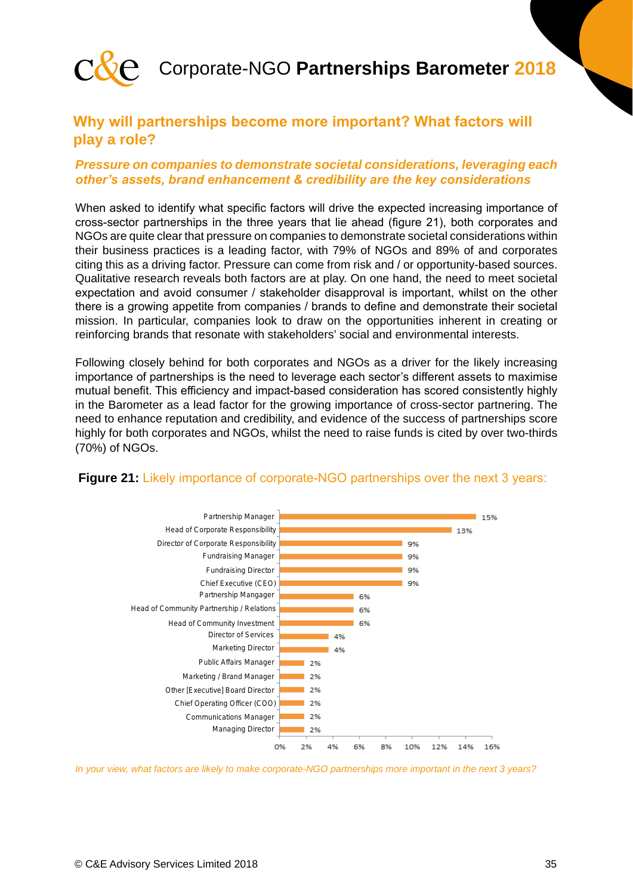## Why will partnerships become more important? What factors will play a role?

### *Pressure on companies to demonstrate societal considerations, leveraging each other's assets, brand enhancement & credibility are the key considerations*

When asked to identify what specific factors will drive the expected increasing importance of cross-sector partnerships in the three years that lie ahead (figure 21), both corporates and NGOs are quite clear that pressure on companies to demonstrate societal considerations within their business practices is a leading factor, with 79% of NGOs and 89% of and corporates citing this as a driving factor. Pressure can come from risk and / or opportunity-based sources. Qualitative research reveals both factors are at play. On one hand, the need to meet societal expectation and avoid consumer / stakeholder disapproval is important, whilst on the other there is a growing appetite from companies / brands to define and demonstrate their societal mission. In particular, companies look to draw on the opportunities inherent in creating or reinforcing brands that resonate with stakeholders' social and environmental interests.

Following closely behind for both corporates and NGOs as a driver for the likely increasing importance of partnerships is the need to leverage each sector's different assets to maximise mutual benefit. This efficiency and impact-based consideration has scored consistently highly in the Barometer as a lead factor for the growing importance of cross-sector partnering. The need to enhance reputation and credibility, and evidence of the success of partnerships score highly for both corporates and NGOs, whilst the need to raise funds is cited by over two-thirds (70%) of NGOs.

**Figure 21:** Likely importance of corporate-NGO partnerships over the next 3 years:

| Role | % |
|---|---|
| Partnership Manager | 15% |
| Head of Corporate Responsibility | 13% |
| Director of Corporate Responsibility | 9% |
| Fundraising Manager | 9% |
| Fundraising Director | 9% |
| Chief Executive (CEO) | 9% |
| Partnership Mangager | 6% |
| Head of Community Partnership / Relations | 6% |
| Head of Community Investment | 6% |
| Director of Services | 4% |
| Marketing Director | 4% |
| Public Affairs Manager | 2% |
| Marketing / Brand Manager | 2% |
| Other [Executive] Board Director | 2% |
| Chief Operating Officer (COO) | 2% |
| Communications Manager | 2% |
| Managing Director | 2% |

*In your view, what factors are likely to make corporate-NGO partnerships more important in the next 3 years?*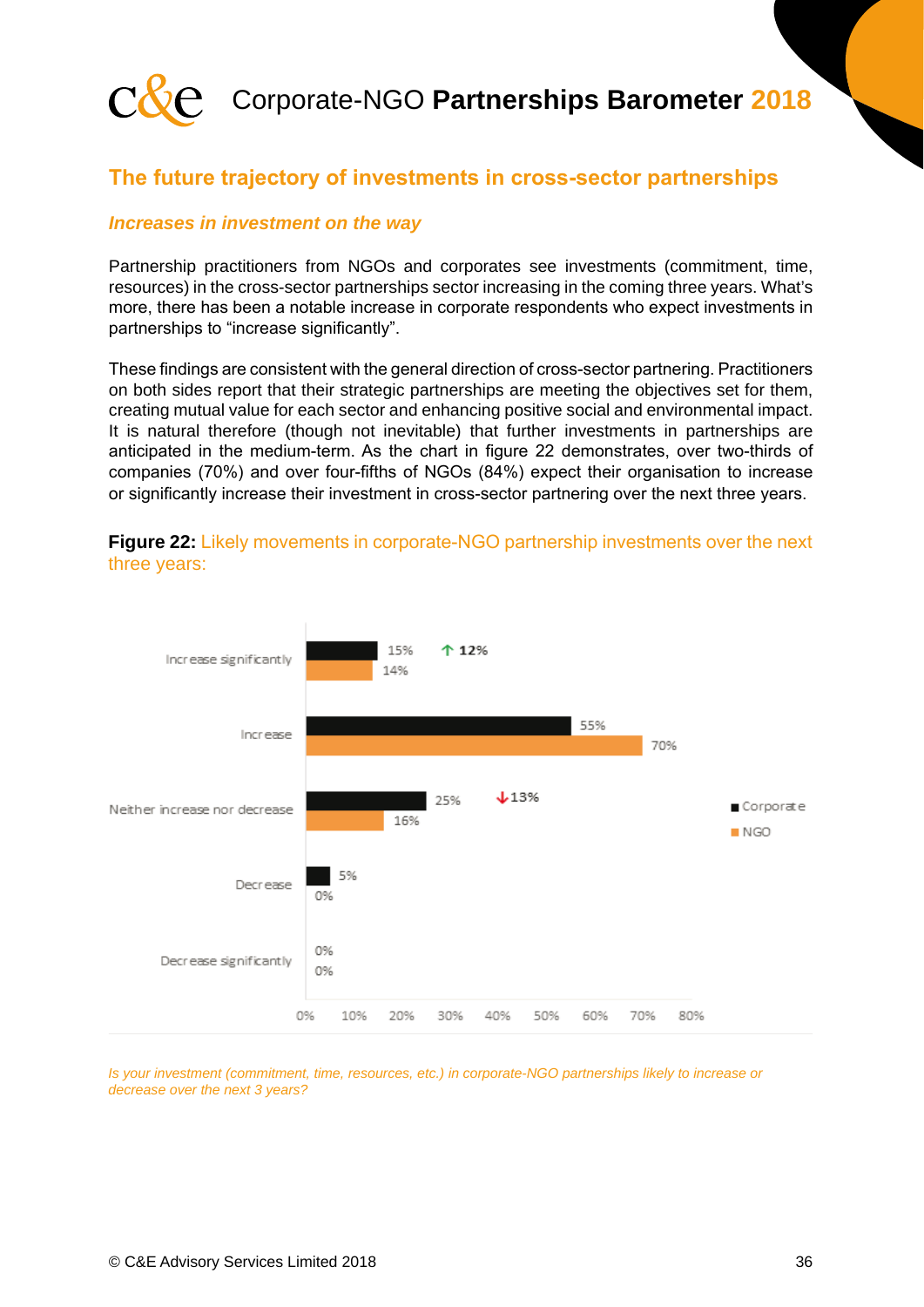## The future trajectory of investments in cross-sector partnerships

### *Increases in investment on the way*

Partnership practitioners from NGOs and corporates see investments (commitment, time, resources) in the cross-sector partnerships sector increasing in the coming three years. What's more, there has been a notable increase in corporate respondents who expect investments in partnerships to "increase significantly".

These findings are consistent with the general direction of cross-sector partnering. Practitioners on both sides report that their strategic partnerships are meeting the objectives set for them, creating mutual value for each sector and enhancing positive social and environmental impact. It is natural therefore (though not inevitable) that further investments in partnerships are anticipated in the medium-term. As the chart in figure 22 demonstrates, over two-thirds of companies (70%) and over four-fifths of NGOs (84%) expect their organisation to increase or significantly increase their investment in cross-sector partnering over the next three years.

**Figure 22:** Likely movements in corporate-NGO partnership investments over the next three years:

| | Corporate | NGO |
|---|---|---|
| Increase significantly | 15% (↑ 12%) | 14% |
| Increase | 55% | 70% |
| Neither increase nor decrease | 25% (↓ 13%) | 16% |
| Decrease | 5% | 0% |
| Decrease significantly | 0% | 0% |

*Is your investment (commitment, time, resources, etc.) in corporate-NGO partnerships likely to increase or decrease over the next 3 years?*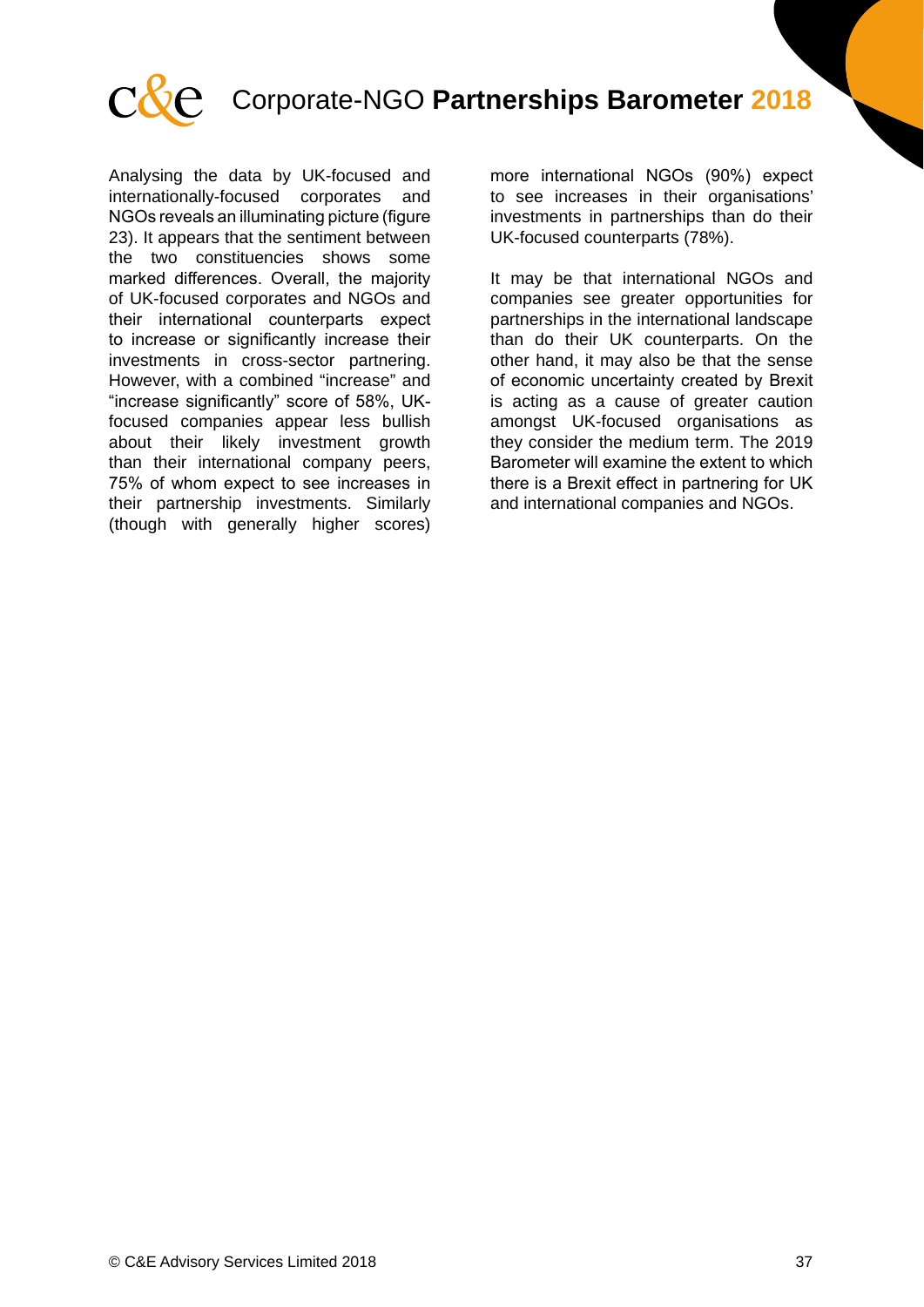Analysing the data by UK-focused and internationally-focused corporates and NGOs reveals an illuminating picture (figure 23). It appears that the sentiment between the two constituencies shows some marked differences. Overall, the majority of UK-focused corporates and NGOs and their international counterparts expect to increase or significantly increase their investments in cross-sector partnering. However, with a combined "increase" and "increase significantly" score of 58%, UK-focused companies appear less bullish about their likely investment growth than their international company peers, 75% of whom expect to see increases in their partnership investments. Similarly (though with generally higher scores) more international NGOs (90%) expect to see increases in their organisations' investments in partnerships than do their UK-focused counterparts (78%).

It may be that international NGOs and companies see greater opportunities for partnerships in the international landscape than do their UK counterparts. On the other hand, it may also be that the sense of economic uncertainty created by Brexit is acting as a cause of greater caution amongst UK-focused organisations as they consider the medium term. The 2019 Barometer will examine the extent to which there is a Brexit effect in partnering for UK and international companies and NGOs.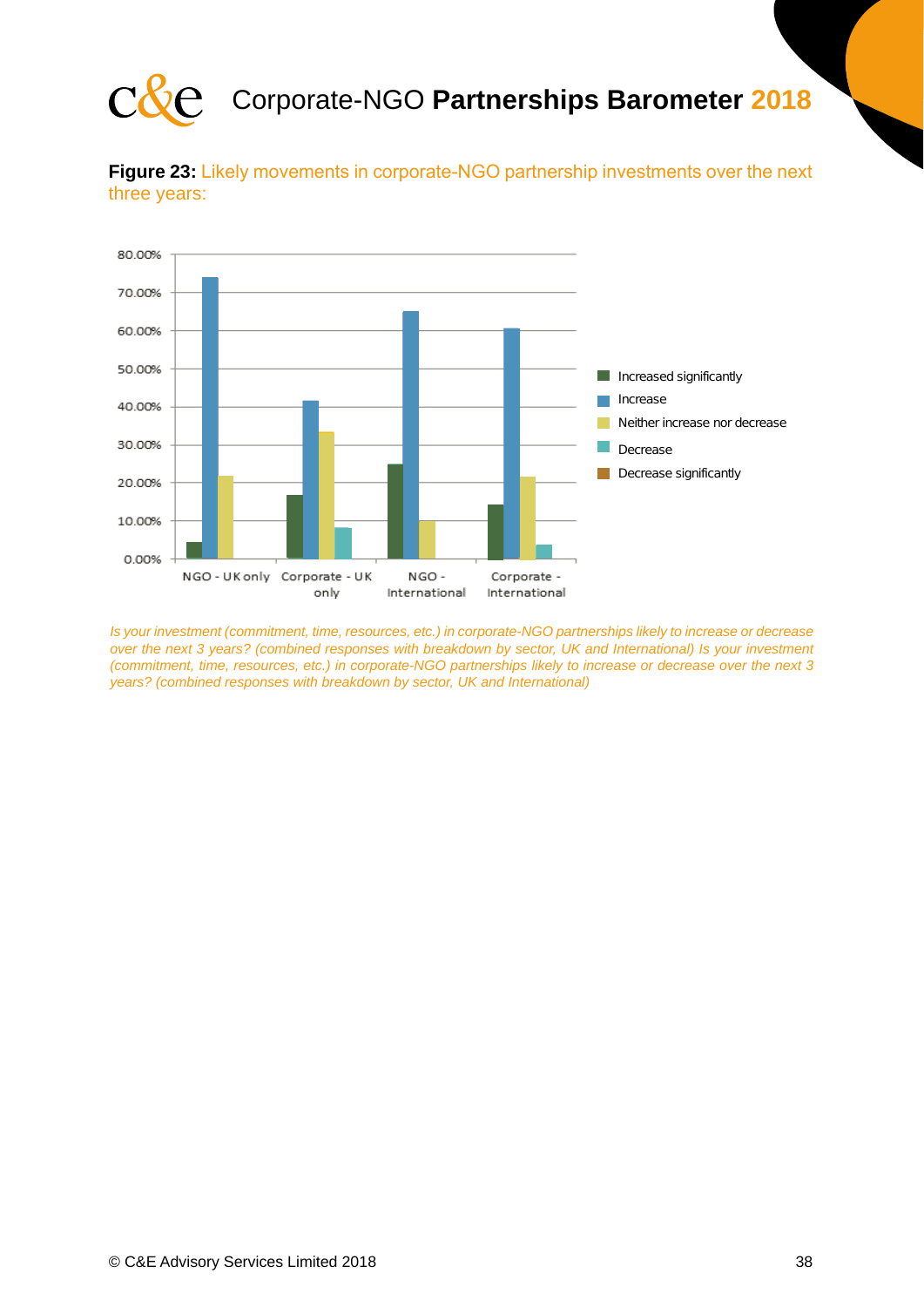**Figure 23:** Likely movements in corporate-NGO partnership investments over the next three years:

*Is your investment (commitment, time, resources, etc.) in corporate-NGO partnerships likely to increase or decrease over the next 3 years? (combined responses with breakdown by sector, UK and International) Is your investment (commitment, time, resources, etc.) in corporate-NGO partnerships likely to increase or decrease over the next 3 years? (combined responses with breakdown by sector, UK and International)*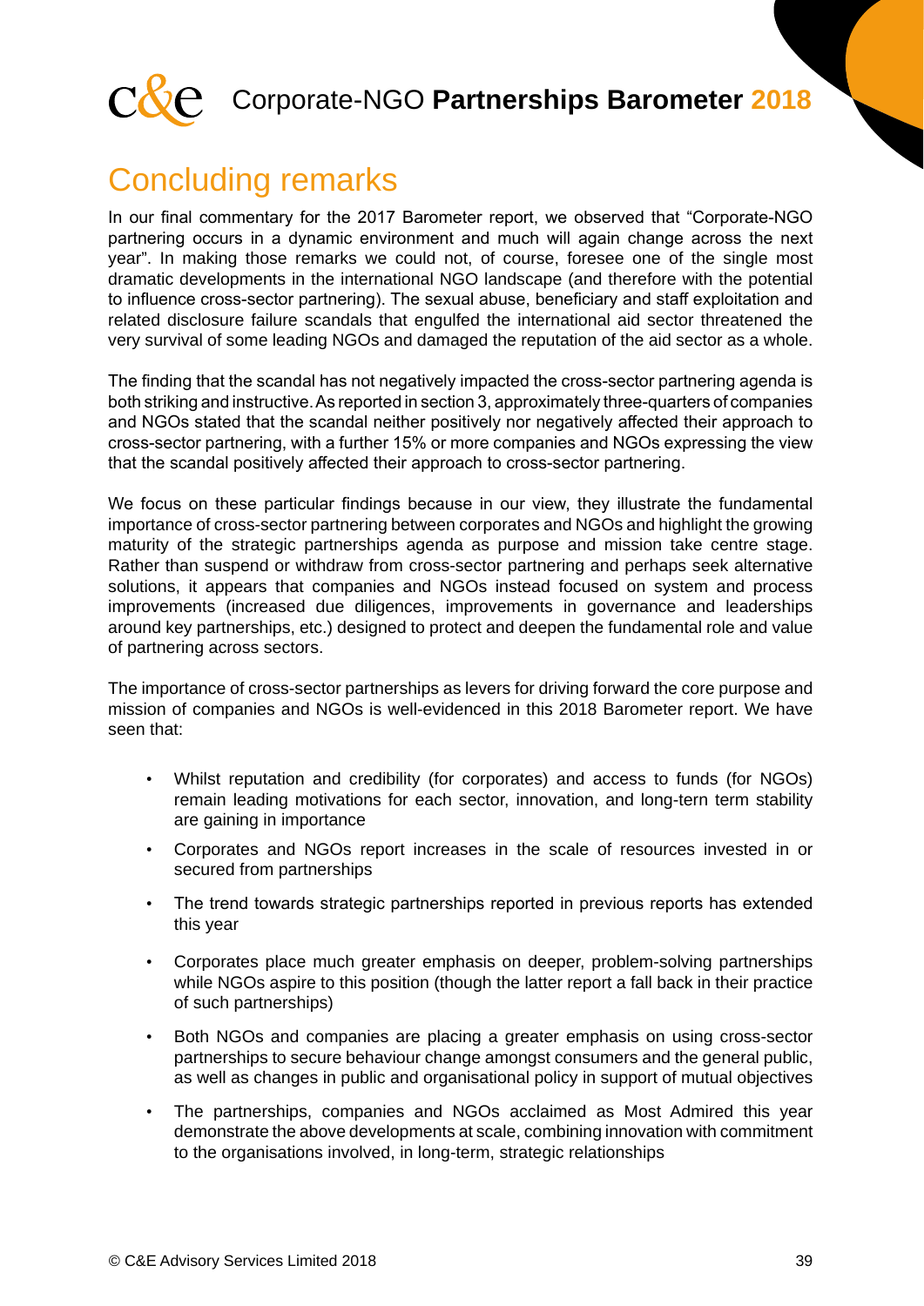## Concluding remarks

In our final commentary for the 2017 Barometer report, we observed that "Corporate-NGO partnering occurs in a dynamic environment and much will again change across the next year". In making those remarks we could not, of course, foresee one of the single most dramatic developments in the international NGO landscape (and therefore with the potential to influence cross-sector partnering). The sexual abuse, beneficiary and staff exploitation and related disclosure failure scandals that engulfed the international aid sector threatened the very survival of some leading NGOs and damaged the reputation of the aid sector as a whole.

The finding that the scandal has not negatively impacted the cross-sector partnering agenda is both striking and instructive. As reported in section 3, approximately three-quarters of companies and NGOs stated that the scandal neither positively nor negatively affected their approach to cross-sector partnering, with a further 15% or more companies and NGOs expressing the view that the scandal positively affected their approach to cross-sector partnering.

We focus on these particular findings because in our view, they illustrate the fundamental importance of cross-sector partnering between corporates and NGOs and highlight the growing maturity of the strategic partnerships agenda as purpose and mission take centre stage. Rather than suspend or withdraw from cross-sector partnering and perhaps seek alternative solutions, it appears that companies and NGOs instead focused on system and process improvements (increased due diligences, improvements in governance and leaderships around key partnerships, etc.) designed to protect and deepen the fundamental role and value of partnering across sectors.

The importance of cross-sector partnerships as levers for driving forward the core purpose and mission of companies and NGOs is well-evidenced in this 2018 Barometer report. We have seen that:

- Whilst reputation and credibility (for corporates) and access to funds (for NGOs) remain leading motivations for each sector, innovation, and long-tern term stability are gaining in importance
- Corporates and NGOs report increases in the scale of resources invested in or secured from partnerships
- The trend towards strategic partnerships reported in previous reports has extended this year
- Corporates place much greater emphasis on deeper, problem-solving partnerships while NGOs aspire to this position (though the latter report a fall back in their practice of such partnerships)
- Both NGOs and companies are placing a greater emphasis on using cross-sector partnerships to secure behaviour change amongst consumers and the general public, as well as changes in public and organisational policy in support of mutual objectives
- The partnerships, companies and NGOs acclaimed as Most Admired this year demonstrate the above developments at scale, combining innovation with commitment to the organisations involved, in long-term, strategic relationships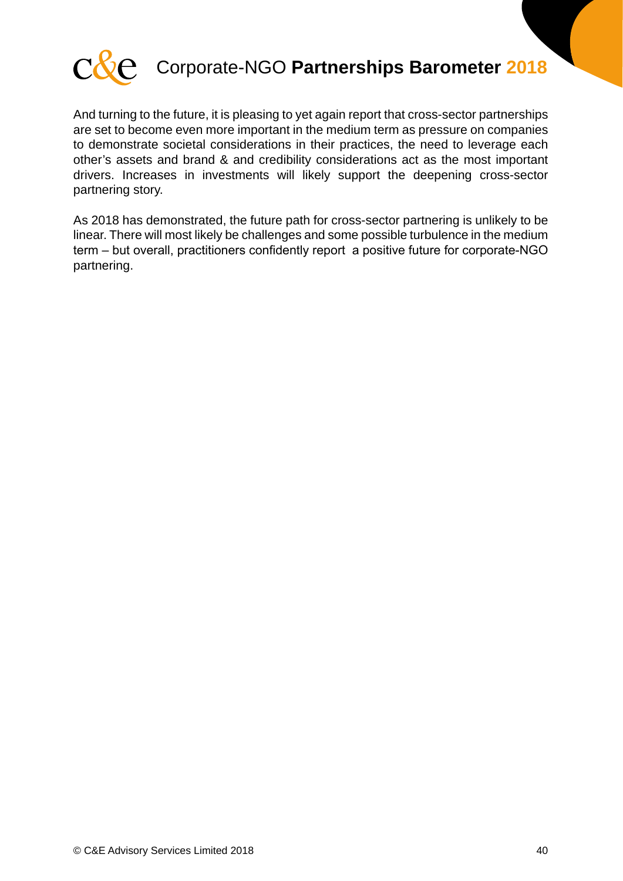And turning to the future, it is pleasing to yet again report that cross-sector partnerships are set to become even more important in the medium term as pressure on companies to demonstrate societal considerations in their practices, the need to leverage each other's assets and brand & and credibility considerations act as the most important drivers. Increases in investments will likely support the deepening cross-sector partnering story.

As 2018 has demonstrated, the future path for cross-sector partnering is unlikely to be linear. There will most likely be challenges and some possible turbulence in the medium term – but overall, practitioners confidently report a positive future for corporate-NGO partnering.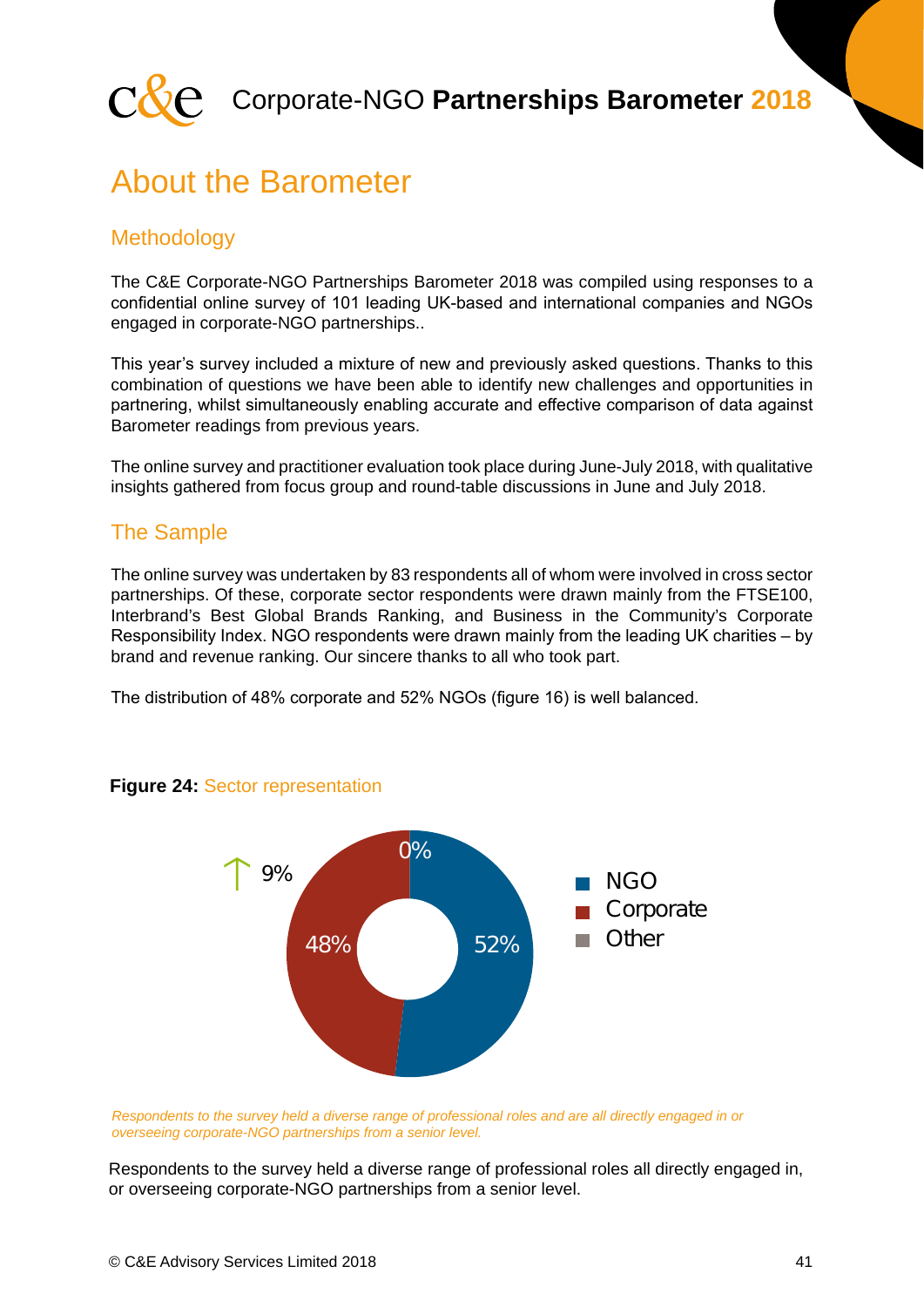# About the Barometer

## Methodology

The C&E Corporate-NGO Partnerships Barometer 2018 was compiled using responses to a confidential online survey of 101 leading UK-based and international companies and NGOs engaged in corporate-NGO partnerships..

This year's survey included a mixture of new and previously asked questions. Thanks to this combination of questions we have been able to identify new challenges and opportunities in partnering, whilst simultaneously enabling accurate and effective comparison of data against Barometer readings from previous years.

The online survey and practitioner evaluation took place during June-July 2018, with qualitative insights gathered from focus group and round-table discussions in June and July 2018.

## The Sample

The online survey was undertaken by 83 respondents all of whom were involved in cross sector partnerships. Of these, corporate sector respondents were drawn mainly from the FTSE100, Interbrand's Best Global Brands Ranking, and Business in the Community's Corporate Responsibility Index. NGO respondents were drawn mainly from the leading UK charities – by brand and revenue ranking. Our sincere thanks to all who took part.

The distribution of 48% corporate and 52% NGOs (figure 16) is well balanced.

**Figure 24:** Sector representation

| Sector | Share |
|---|---|
| NGO | 52% |
| Corporate | 48% (↑ 9%) |
| Other | 0% |

*Respondents to the survey held a diverse range of professional roles and are all directly engaged in or overseeing corporate-NGO partnerships from a senior level.*

Respondents to the survey held a diverse range of professional roles all directly engaged in, or overseeing corporate-NGO partnerships from a senior level.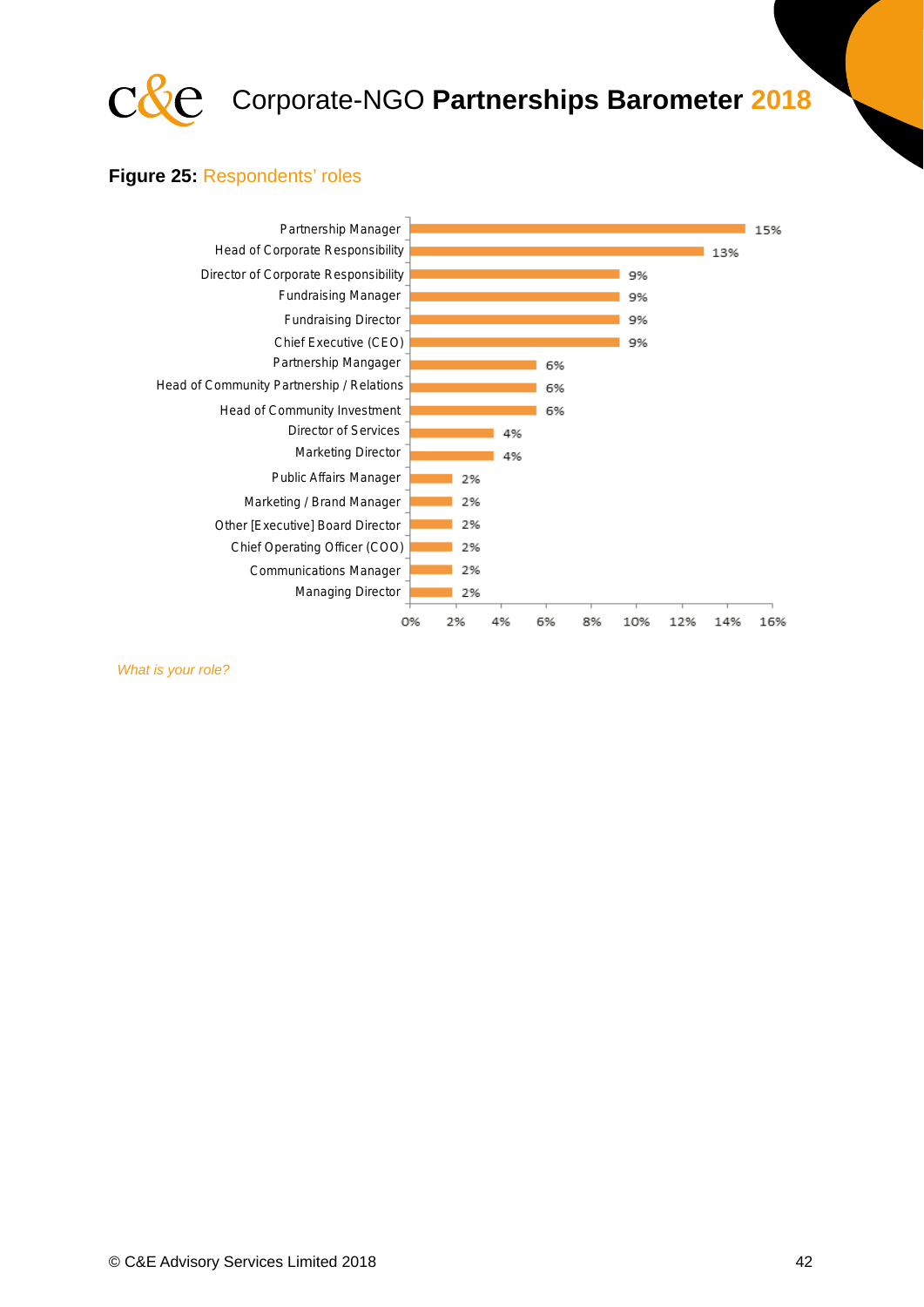**Figure 25:** Respondents' roles

| Role | Percentage |
|---|---|
| Partnership Manager | 15% |
| Head of Corporate Responsibility | 13% |
| Director of Corporate Responsibility | 9% |
| Fundraising Manager | 9% |
| Fundraising Director | 9% |
| Chief Executive (CEO) | 9% |
| Partnership Mangager | 6% |
| Head of Community Partnership / Relations | 6% |
| Head of Community Investment | 6% |
| Director of Services | 4% |
| Marketing Director | 4% |
| Public Affairs Manager | 2% |
| Marketing / Brand Manager | 2% |
| Other [Executive] Board Director | 2% |
| Chief Operating Officer (COO) | 2% |
| Communications Manager | 2% |
| Managing Director | 2% |

*What is your role?*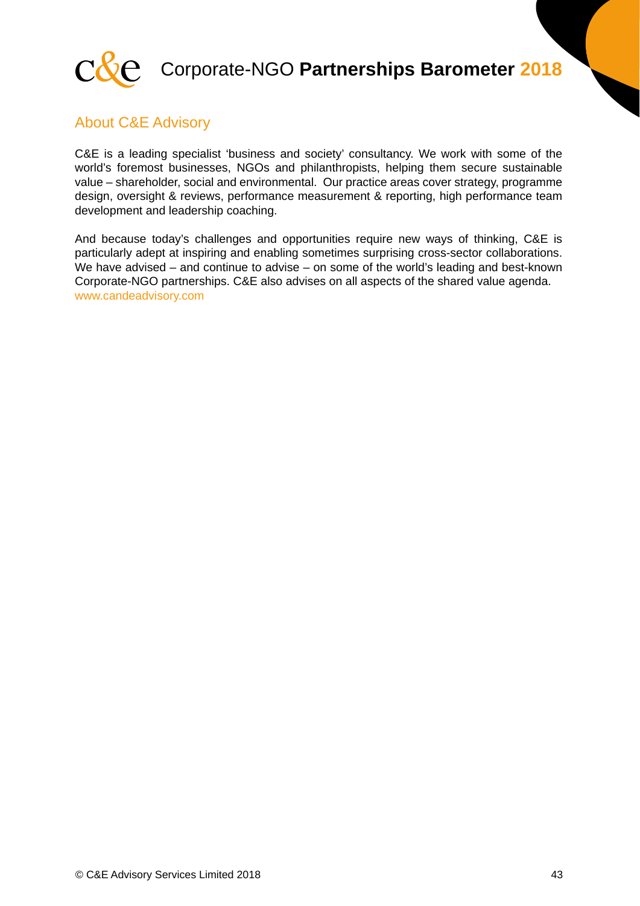## About C&E Advisory

C&E is a leading specialist 'business and society' consultancy. We work with some of the world's foremost businesses, NGOs and philanthropists, helping them secure sustainable value – shareholder, social and environmental. Our practice areas cover strategy, programme design, oversight & reviews, performance measurement & reporting, high performance team development and leadership coaching.

And because today's challenges and opportunities require new ways of thinking, C&E is particularly adept at inspiring and enabling sometimes surprising cross-sector collaborations. We have advised – and continue to advise – on some of the world's leading and best-known Corporate-NGO partnerships. C&E also advises on all aspects of the shared value agenda.
www.candeadvisory.com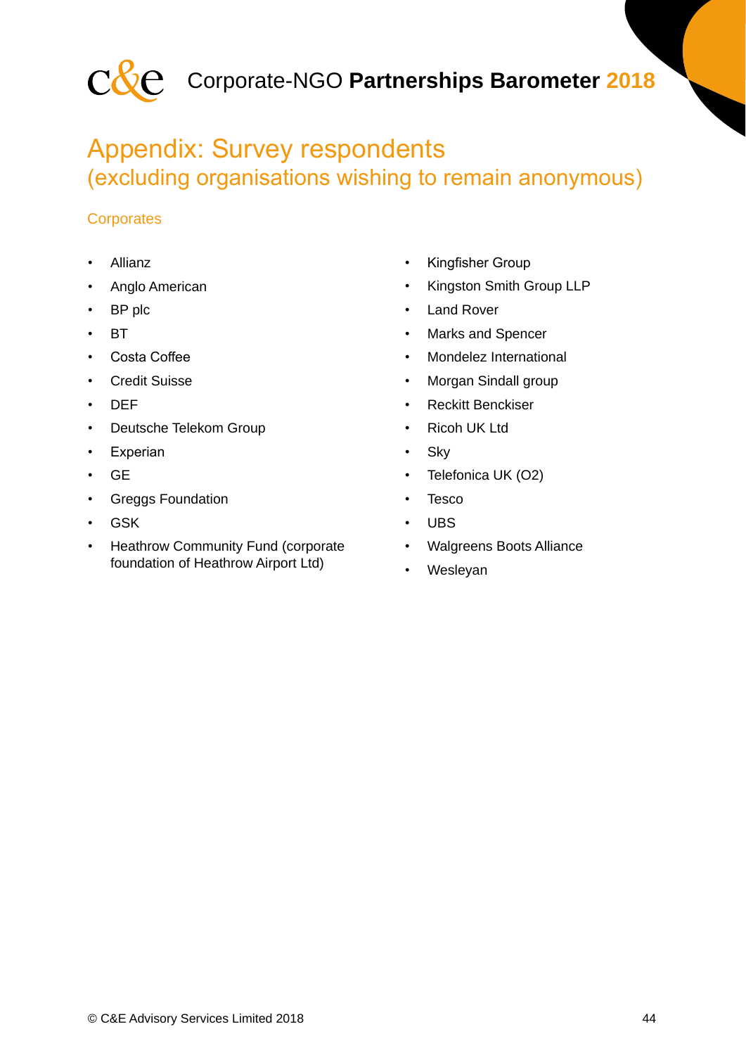# Appendix: Survey respondents
## (excluding organisations wishing to remain anonymous)

### Corporates

- Allianz
- Anglo American
- BP plc
- BT
- Costa Coffee
- Credit Suisse
- DEF
- Deutsche Telekom Group
- Experian
- GE
- Greggs Foundation
- GSK
- Heathrow Community Fund (corporate foundation of Heathrow Airport Ltd)
- Kingfisher Group
- Kingston Smith Group LLP
- Land Rover
- Marks and Spencer
- Mondelez International
- Morgan Sindall group
- Reckitt Benckiser
- Ricoh UK Ltd
- Sky
- Telefonica UK (O2)
- Tesco
- UBS
- Walgreens Boots Alliance
- Wesleyan

© C&E Advisory Services Limited 2018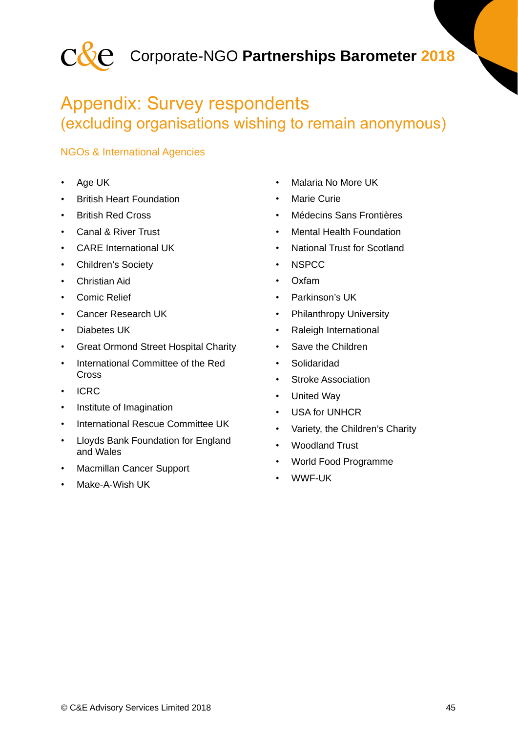# Appendix: Survey respondents
## (excluding organisations wishing to remain anonymous)

### NGOs & International Agencies

- Age UK
- British Heart Foundation
- British Red Cross
- Canal & River Trust
- CARE International UK
- Children's Society
- Christian Aid
- Comic Relief
- Cancer Research UK
- Diabetes UK
- Great Ormond Street Hospital Charity
- International Committee of the Red Cross
- ICRC
- Institute of Imagination
- International Rescue Committee UK
- Lloyds Bank Foundation for England and Wales
- Macmillan Cancer Support
- Make-A-Wish UK
- Malaria No More UK
- Marie Curie
- Médecins Sans Frontières
- Mental Health Foundation
- National Trust for Scotland
- NSPCC
- Oxfam
- Parkinson's UK
- Philanthropy University
- Raleigh International
- Save the Children
- Solidaridad
- Stroke Association
- United Way
- USA for UNHCR
- Variety, the Children's Charity
- Woodland Trust
- World Food Programme
- WWF-UK